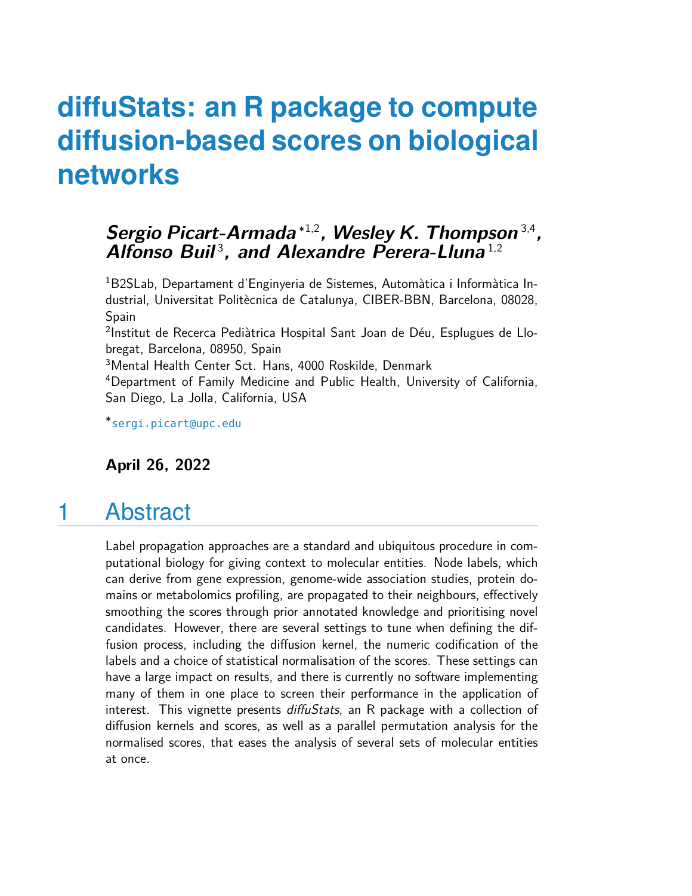# diffuStats: an R package to compute diffusion-based scores on biological networks

**Sergio Picart-Armada** *[1,2], **Wesley K. Thompson** [3,4], **Alfonso Buil** [3], **and Alexandre Perera-Lluna** [1,2]

[1]B2SLab, Departament d'Enginyeria de Sistemes, Automàtica i Informàtica Industrial, Universitat Politècnica de Catalunya, CIBER-BBN, Barcelona, 08028, Spain

[2]Institut de Recerca Pediàtrica Hospital Sant Joan de Déu, Esplugues de Llobregat, Barcelona, 08950, Spain

[3]Mental Health Center Sct. Hans, 4000 Roskilde, Denmark

[4]Department of Family Medicine and Public Health, University of California, San Diego, La Jolla, California, USA

*sergi.picart@upc.edu

**April 26, 2022**

## 1 Abstract

Label propagation approaches are a standard and ubiquitous procedure in computational biology for giving context to molecular entities. Node labels, which can derive from gene expression, genome-wide association studies, protein domains or metabolomics profiling, are propagated to their neighbours, effectively smoothing the scores through prior annotated knowledge and prioritising novel candidates. However, there are several settings to tune when defining the diffusion process, including the diffusion kernel, the numeric codification of the labels and a choice of statistical normalisation of the scores. These settings can have a large impact on results, and there is currently no software implementing many of them in one place to screen their performance in the application of interest. This vignette presents *diffuStats*, an R package with a collection of diffusion kernels and scores, as well as a parallel permutation analysis for the normalised scores, that eases the analysis of several sets of molecular entities at once.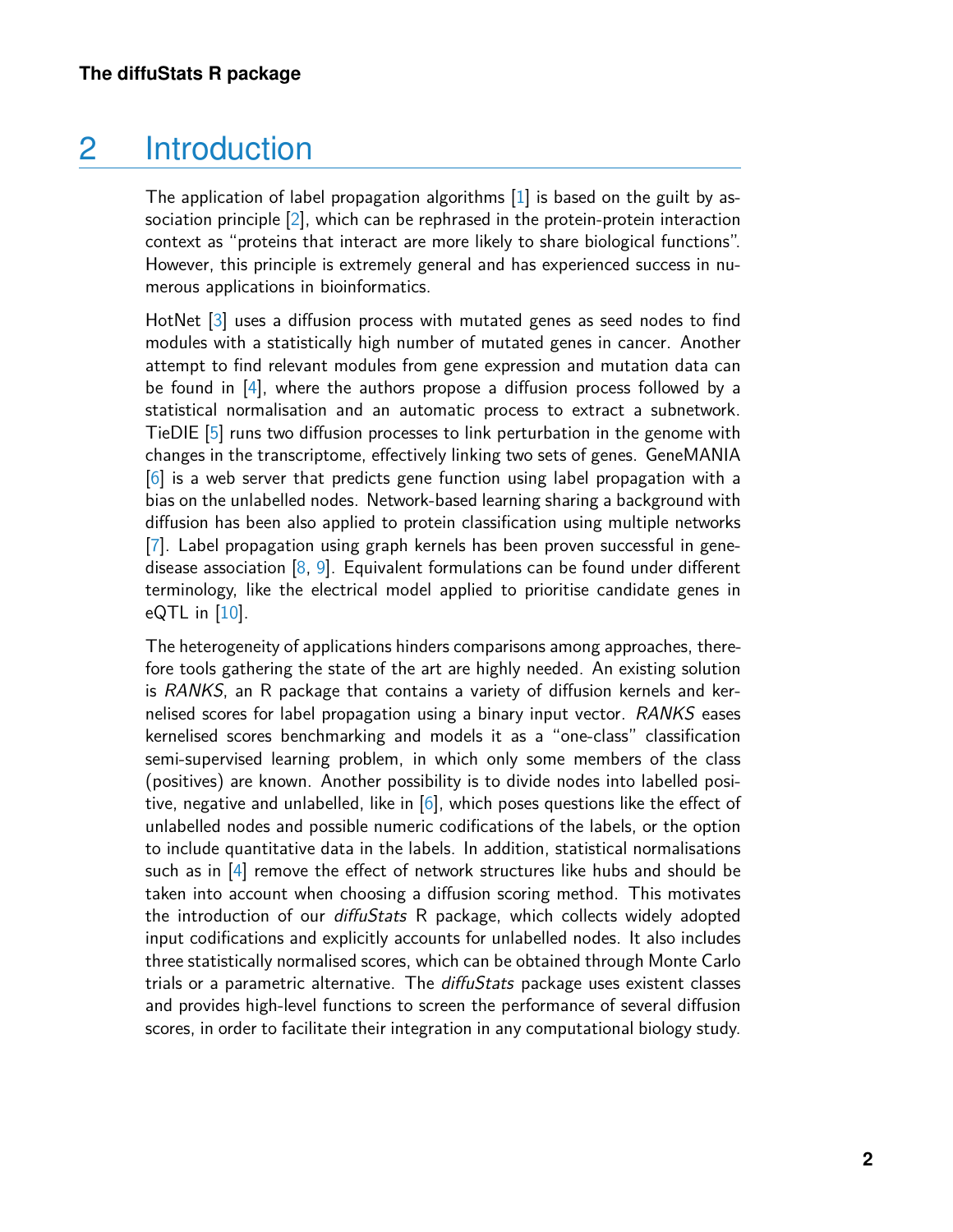# 2 Introduction

The application of label propagation algorithms [1] is based on the guilt by association principle [2], which can be rephrased in the protein-protein interaction context as "proteins that interact are more likely to share biological functions". However, this principle is extremely general and has experienced success in numerous applications in bioinformatics.

HotNet [3] uses a diffusion process with mutated genes as seed nodes to find modules with a statistically high number of mutated genes in cancer. Another attempt to find relevant modules from gene expression and mutation data can be found in [4], where the authors propose a diffusion process followed by a statistical normalisation and an automatic process to extract a subnetwork. TieDIE [5] runs two diffusion processes to link perturbation in the genome with changes in the transcriptome, effectively linking two sets of genes. GeneMANIA [6] is a web server that predicts gene function using label propagation with a bias on the unlabelled nodes. Network-based learning sharing a background with diffusion has been also applied to protein classification using multiple networks [7]. Label propagation using graph kernels has been proven successful in gene-disease association [8, 9]. Equivalent formulations can be found under different terminology, like the electrical model applied to prioritise candidate genes in eQTL in [10].

The heterogeneity of applications hinders comparisons among approaches, therefore tools gathering the state of the art are highly needed. An existing solution is *RANKS*, an R package that contains a variety of diffusion kernels and kernelised scores for label propagation using a binary input vector. *RANKS* eases kernelised scores benchmarking and models it as a "one-class" classification semi-supervised learning problem, in which only some members of the class (positives) are known. Another possibility is to divide nodes into labelled positive, negative and unlabelled, like in [6], which poses questions like the effect of unlabelled nodes and possible numeric codifications of the labels, or the option to include quantitative data in the labels. In addition, statistical normalisations such as in [4] remove the effect of network structures like hubs and should be taken into account when choosing a diffusion scoring method. This motivates the introduction of our *diffuStats* R package, which collects widely adopted input codifications and explicitly accounts for unlabelled nodes. It also includes three statistically normalised scores, which can be obtained through Monte Carlo trials or a parametric alternative. The *diffuStats* package uses existent classes and provides high-level functions to screen the performance of several diffusion scores, in order to facilitate their integration in any computational biology study.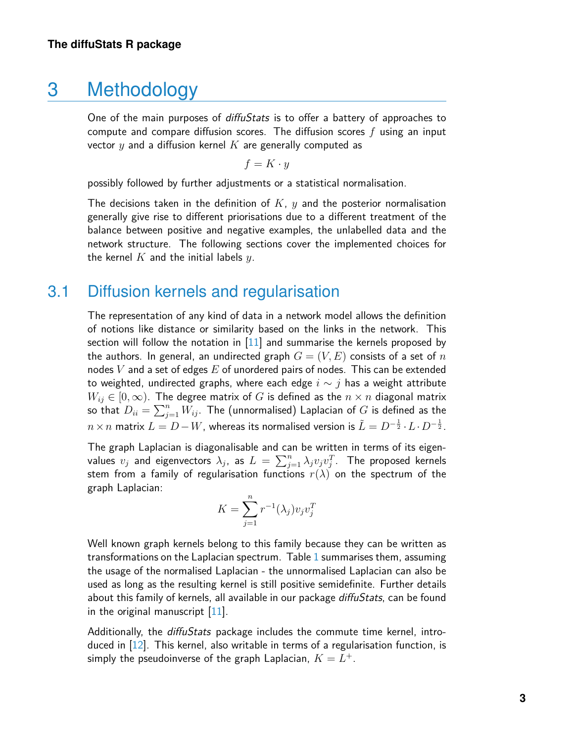# 3 Methodology

One of the main purposes of *diffuStats* is to offer a battery of approaches to compute and compare diffusion scores. The diffusion scores $f$ using an input vector $y$ and a diffusion kernel $K$ are generally computed as

$$f = K \cdot y$$

possibly followed by further adjustments or a statistical normalisation.

The decisions taken in the definition of $K$, $y$ and the posterior normalisation generally give rise to different priorisations due to a different treatment of the balance between positive and negative examples, the unlabelled data and the network structure. The following sections cover the implemented choices for the kernel $K$ and the initial labels $y$.

## 3.1 Diffusion kernels and regularisation

The representation of any kind of data in a network model allows the definition of notions like distance or similarity based on the links in the network. This section will follow the notation in [11] and summarise the kernels proposed by the authors. In general, an undirected graph $G = (V, E)$ consists of a set of $n$ nodes $V$ and a set of edges $E$ of unordered pairs of nodes. This can be extended to weighted, undirected graphs, where each edge $i \sim j$ has a weight attribute $W_{ij} \in [0, \infty)$. The degree matrix of $G$ is defined as the $n \times n$ diagonal matrix so that $D_{ii} = \sum_{j=1}^{n} W_{ij}$. The (unnormalised) Laplacian of $G$ is defined as the $n \times n$ matrix $L = D - W$, whereas its normalised version is $\tilde{L} = D^{-\frac{1}{2}} \cdot L \cdot D^{-\frac{1}{2}}$.

The graph Laplacian is diagonalisable and can be written in terms of its eigenvalues $v_j$ and eigenvectors $\lambda_j$, as $L = \sum_{j=1}^{n} \lambda_j v_j v_j^T$. The proposed kernels stem from a family of regularisation functions $r(\lambda)$ on the spectrum of the graph Laplacian:

$$K = \sum_{j=1}^{n} r^{-1}(\lambda_j) v_j v_j^T$$

Well known graph kernels belong to this family because they can be written as transformations on the Laplacian spectrum. Table 1 summarises them, assuming the usage of the normalised Laplacian - the unnormalised Laplacian can also be used as long as the resulting kernel is still positive semidefinite. Further details about this family of kernels, all available in our package *diffuStats*, can be found in the original manuscript [11].

Additionally, the *diffuStats* package includes the commute time kernel, introduced in [12]. This kernel, also writable in terms of a regularisation function, is simply the pseudoinverse of the graph Laplacian, $K = L^{+}$.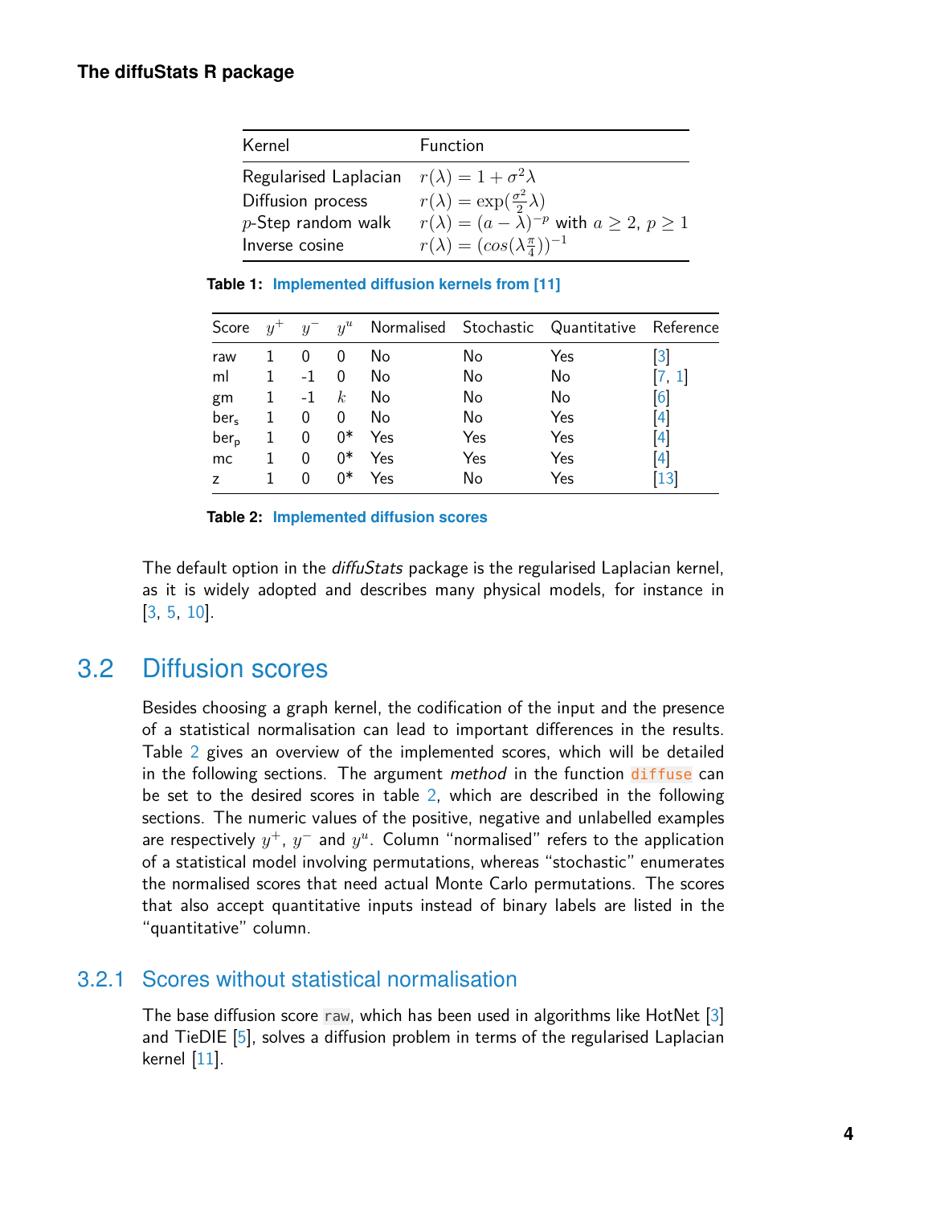| Kernel | Function |
|---|---|
| Regularised Laplacian | $r(\lambda) = 1 + \sigma^2\lambda$ |
| Diffusion process | $r(\lambda) = \exp(\frac{\sigma^2}{2}\lambda)$ |
| $p$-Step random walk | $r(\lambda) = (a - \lambda)^{-p}$ with $a \geq 2$, $p \geq 1$ |
| Inverse cosine | $r(\lambda) = (cos(\lambda\frac{\pi}{4}))^{-1}$ |

**Table 1:** Implemented diffusion kernels from [11]

| Score | $y^+$ | $y^-$ | $y^u$ | Normalised | Stochastic | Quantitative | Reference |
|---|---|---|---|---|---|---|---|
| raw | 1 | 0 | 0 | No | No | Yes | [3] |
| ml | 1 | -1 | 0 | No | No | No | [7, 1] |
| gm | 1 | -1 | $k$ | No | No | No | [6] |
| $\text{ber}_\text{s}$ | 1 | 0 | 0 | No | No | Yes | [4] |
| $\text{ber}_\text{p}$ | 1 | 0 | 0* | Yes | Yes | Yes | [4] |
| mc | 1 | 0 | 0* | Yes | Yes | Yes | [4] |
| z | 1 | 0 | 0* | Yes | No | Yes | [13] |

**Table 2:** Implemented diffusion scores

The default option in the *diffuStats* package is the regularised Laplacian kernel, as it is widely adopted and describes many physical models, for instance in [3, 5, 10].

## 3.2 Diffusion scores

Besides choosing a graph kernel, the codification of the input and the presence of a statistical normalisation can lead to important differences in the results. Table 2 gives an overview of the implemented scores, which will be detailed in the following sections. The argument *method* in the function `diffuse` can be set to the desired scores in table 2, which are described in the following sections. The numeric values of the positive, negative and unlabelled examples are respectively $y^+$, $y^-$ and $y^u$. Column "normalised" refers to the application of a statistical model involving permutations, whereas "stochastic" enumerates the normalised scores that need actual Monte Carlo permutations. The scores that also accept quantitative inputs instead of binary labels are listed in the "quantitative" column.

### 3.2.1 Scores without statistical normalisation

The base diffusion score `raw`, which has been used in algorithms like HotNet [3] and TieDIE [5], solves a diffusion problem in terms of the regularised Laplacian kernel [11].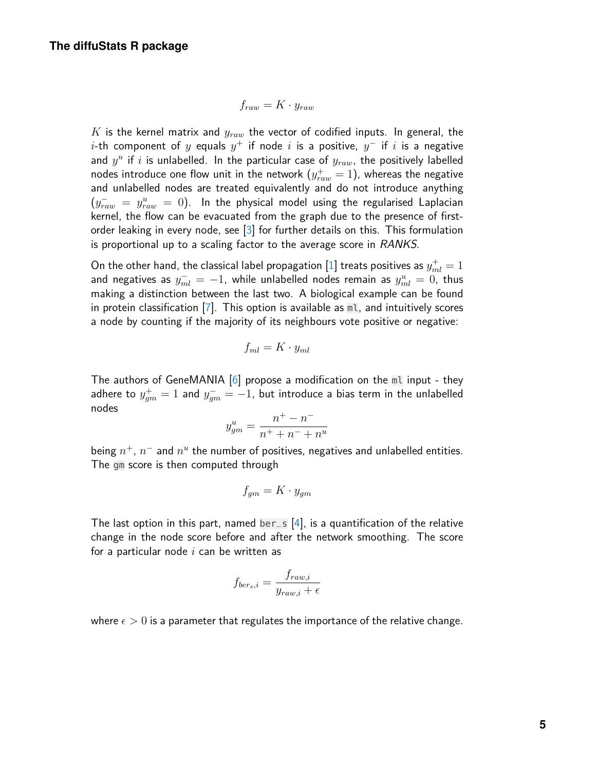$$f_{raw} = K \cdot y_{raw}$$

$K$ is the kernel matrix and $y_{raw}$ the vector of codified inputs. In general, the $i$-th component of $y$ equals $y^+$ if node $i$ is a positive, $y^-$ if $i$ is a negative and $y^u$ if $i$ is unlabelled. In the particular case of $y_{raw}$, the positively labelled nodes introduce one flow unit in the network ($y^+_{raw} = 1$), whereas the negative and unlabelled nodes are treated equivalently and do not introduce anything ($y^-_{raw} = y^u_{raw} = 0$). In the physical model using the regularised Laplacian kernel, the flow can be evacuated from the graph due to the presence of first-order leaking in every node, see [3] for further details on this. This formulation is proportional up to a scaling factor to the average score in *RANKS*.

On the other hand, the classical label propagation [1] treats positives as $y^+_{ml} = 1$ and negatives as $y^-_{ml} = -1$, while unlabelled nodes remain as $y^u_{ml} = 0$, thus making a distinction between the last two. A biological example can be found in protein classification [7]. This option is available as `ml`, and intuitively scores a node by counting if the majority of its neighbours vote positive or negative:

$$f_{ml} = K \cdot y_{ml}$$

The authors of GeneMANIA [6] propose a modification on the `ml` input - they adhere to $y^+_{gm} = 1$ and $y^-_{gm} = -1$, but introduce a bias term in the unlabelled nodes

$$y^u_{gm} = \frac{n^+ - n^-}{n^+ + n^- + n^u}$$

being $n^+$, $n^-$ and $n^u$ the number of positives, negatives and unlabelled entities. The `gm` score is then computed through

$$f_{gm} = K \cdot y_{gm}$$

The last option in this part, named `ber_s` [4], is a quantification of the relative change in the node score before and after the network smoothing. The score for a particular node $i$ can be written as

$$f_{ber_s,i} = \frac{f_{raw,i}}{y_{raw,i} + \epsilon}$$

where $\epsilon > 0$ is a parameter that regulates the importance of the relative change.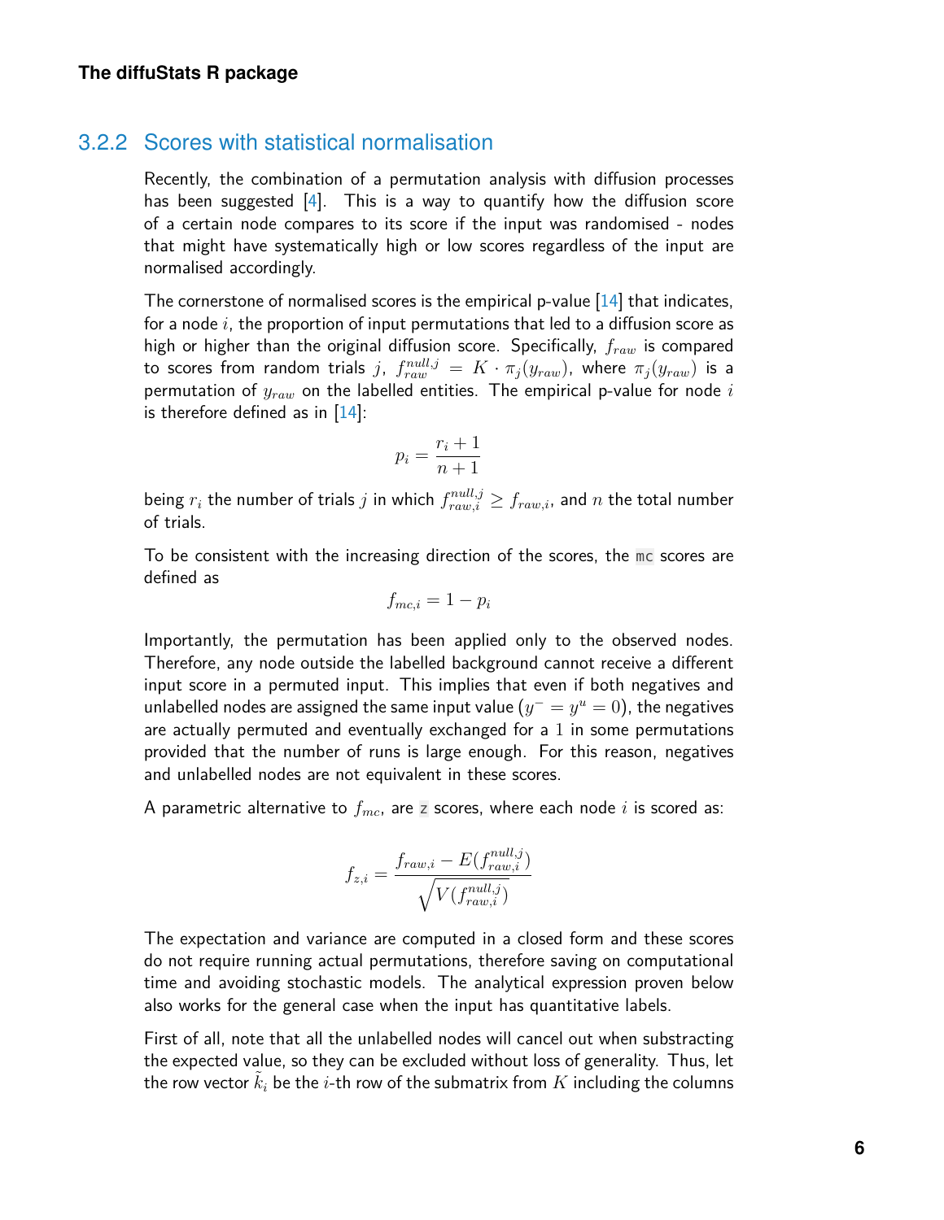### 3.2.2 Scores with statistical normalisation

Recently, the combination of a permutation analysis with diffusion processes has been suggested [4]. This is a way to quantify how the diffusion score of a certain node compares to its score if the input was randomised - nodes that might have systematically high or low scores regardless of the input are normalised accordingly.

The cornerstone of normalised scores is the empirical p-value [14] that indicates, for a node $i$, the proportion of input permutations that led to a diffusion score as high or higher than the original diffusion score. Specifically, $f_{raw}$ is compared to scores from random trials $j$, $f_{raw}^{null,j} = K \cdot \pi_j(y_{raw})$, where $\pi_j(y_{raw})$ is a permutation of $y_{raw}$ on the labelled entities. The empirical p-value for node $i$ is therefore defined as in [14]:

$$p_i = \frac{r_i + 1}{n + 1}$$

being $r_i$ the number of trials $j$ in which $f_{raw,i}^{null,j} \geq f_{raw,i}$, and $n$ the total number of trials.

To be consistent with the increasing direction of the scores, the `mc` scores are defined as

$$f_{mc,i} = 1 - p_i$$

Importantly, the permutation has been applied only to the observed nodes. Therefore, any node outside the labelled background cannot receive a different input score in a permuted input. This implies that even if both negatives and unlabelled nodes are assigned the same input value ($y^- = y^u = 0$), the negatives are actually permuted and eventually exchanged for a $1$ in some permutations provided that the number of runs is large enough. For this reason, negatives and unlabelled nodes are not equivalent in these scores.

A parametric alternative to $f_{mc}$, are `z` scores, where each node $i$ is scored as:

$$f_{z,i} = \frac{f_{raw,i} - E(f_{raw,i}^{null,j})}{\sqrt{V(f_{raw,i}^{null,j})}}$$

The expectation and variance are computed in a closed form and these scores do not require running actual permutations, therefore saving on computational time and avoiding stochastic models. The analytical expression proven below also works for the general case when the input has quantitative labels.

First of all, note that all the unlabelled nodes will cancel out when substracting the expected value, so they can be excluded without loss of generality. Thus, let the row vector $\tilde{k}_i$ be the $i$-th row of the submatrix from $K$ including the columns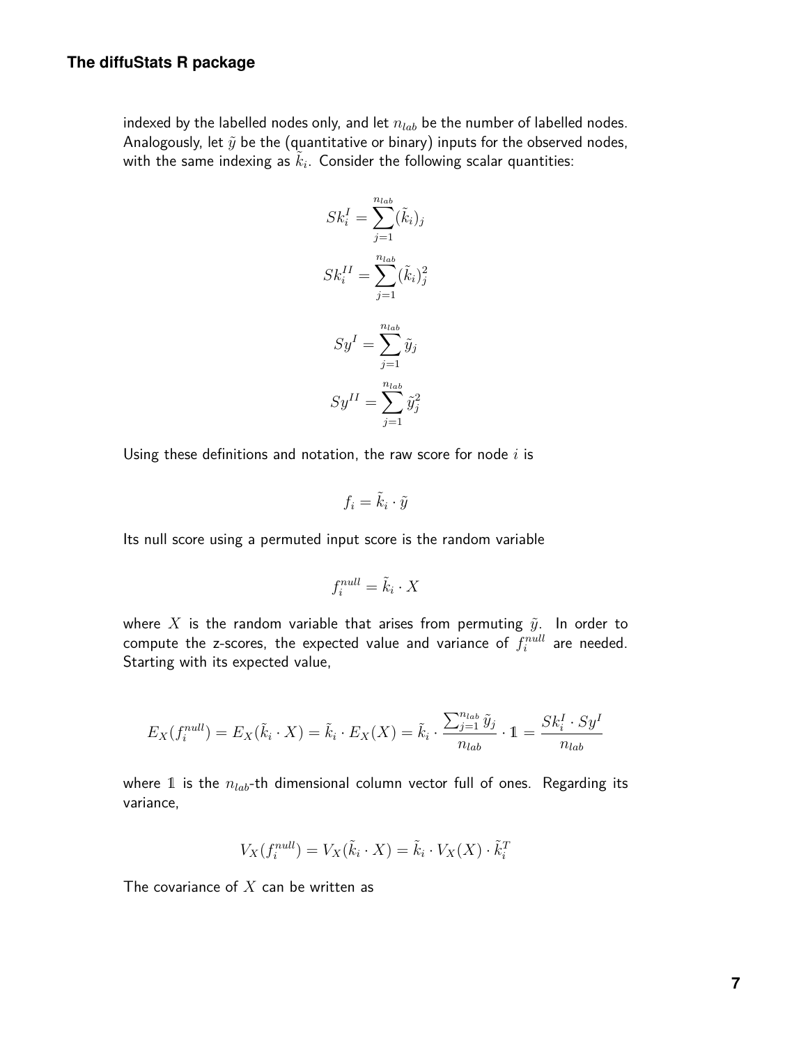indexed by the labelled nodes only, and let $n_{lab}$ be the number of labelled nodes. Analogously, let $\tilde{y}$ be the (quantitative or binary) inputs for the observed nodes, with the same indexing as $\tilde{k}_i$. Consider the following scalar quantities:

$$Sk_i^I = \sum_{j=1}^{n_{lab}} (\tilde{k}_i)_j$$

$$Sk_i^{II} = \sum_{j=1}^{n_{lab}} (\tilde{k}_i)_j^2$$

$$Sy^I = \sum_{j=1}^{n_{lab}} \tilde{y}_j$$

$$Sy^{II} = \sum_{j=1}^{n_{lab}} \tilde{y}_j^2$$

Using these definitions and notation, the raw score for node $i$ is

$$f_i = \tilde{k}_i \cdot \tilde{y}$$

Its null score using a permuted input score is the random variable

$$f_i^{null} = \tilde{k}_i \cdot X$$

where $X$ is the random variable that arises from permuting $\tilde{y}$. In order to compute the z-scores, the expected value and variance of $f_i^{null}$ are needed. Starting with its expected value,

$$E_X(f_i^{null}) = E_X(\tilde{k}_i \cdot X) = \tilde{k}_i \cdot E_X(X) = \tilde{k}_i \cdot \frac{\sum_{j=1}^{n_{lab}} \tilde{y}_j}{n_{lab}} \cdot \mathbb{1} = \frac{Sk_i^I \cdot Sy^I}{n_{lab}}$$

where $\mathbb{1}$ is the $n_{lab}$-th dimensional column vector full of ones. Regarding its variance,

$$V_X(f_i^{null}) = V_X(\tilde{k}_i \cdot X) = \tilde{k}_i \cdot V_X(X) \cdot \tilde{k}_i^T$$

The covariance of $X$ can be written as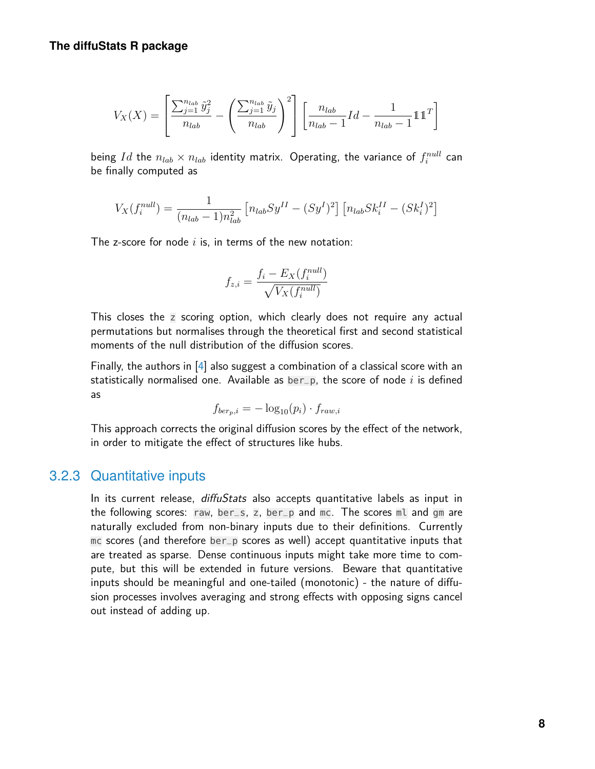$$V_X(X) = \left[ \frac{\sum_{j=1}^{n_{lab}} \tilde{y}_j^2}{n_{lab}} - \left( \frac{\sum_{j=1}^{n_{lab}} \tilde{y}_j}{n_{lab}} \right)^2 \right] \left[ \frac{n_{lab}}{n_{lab}-1} Id - \frac{1}{n_{lab}-1} \mathbb{1}\mathbb{1}^T \right]$$

being $Id$ the $n_{lab} \times n_{lab}$ identity matrix. Operating, the variance of $f_i^{null}$ can be finally computed as

$$V_X(f_i^{null}) = \frac{1}{(n_{lab}-1)n_{lab}^2} \left[ n_{lab} Sy^{II} - (Sy^I)^2 \right] \left[ n_{lab} Sk_i^{II} - (Sk_i^I)^2 \right]$$

The z-score for node $i$ is, in terms of the new notation:

$$f_{z,i} = \frac{f_i - E_X(f_i^{null})}{\sqrt{V_X(f_i^{null})}}$$

This closes the `z` scoring option, which clearly does not require any actual permutations but normalises through the theoretical first and second statistical moments of the null distribution of the diffusion scores.

Finally, the authors in [4] also suggest a combination of a classical score with an statistically normalised one. Available as `ber_p`, the score of node $i$ is defined as

$$f_{ber_p,i} = -\log_{10}(p_i) \cdot f_{raw,i}$$

This approach corrects the original diffusion scores by the effect of the network, in order to mitigate the effect of structures like hubs.

### 3.2.3 Quantitative inputs

In its current release, *diffuStats* also accepts quantitative labels as input in the following scores: `raw`, `ber_s`, `z`, `ber_p` and `mc`. The scores `ml` and `gm` are naturally excluded from non-binary inputs due to their definitions. Currently `mc` scores (and therefore `ber_p` scores as well) accept quantitative inputs that are treated as sparse. Dense continuous inputs might take more time to compute, but this will be extended in future versions. Beware that quantitative inputs should be meaningful and one-tailed (monotonic) - the nature of diffusion processes involves averaging and strong effects with opposing signs cancel out instead of adding up.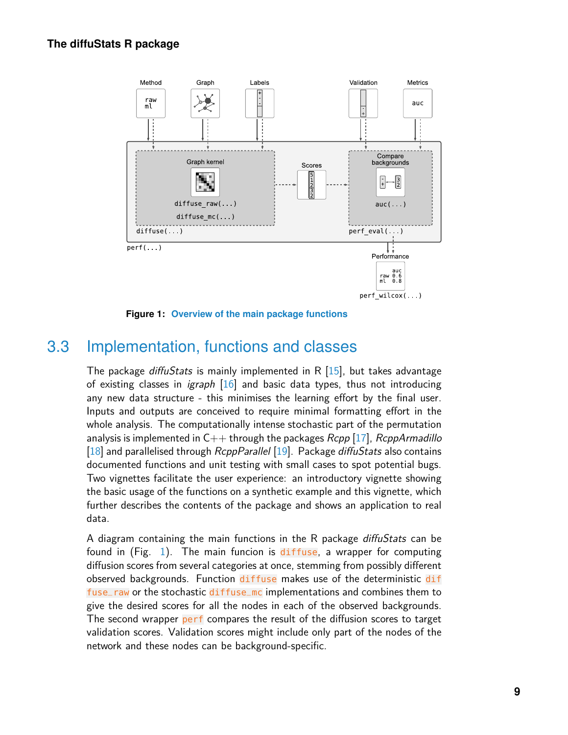**Figure 1: Overview of the main package functions**

## 3.3 Implementation, functions and classes

The package *diffuStats* is mainly implemented in R [15], but takes advantage of existing classes in *igraph* [16] and basic data types, thus not introducing any new data structure - this minimises the learning effort by the final user. Inputs and outputs are conceived to require minimal formatting effort in the whole analysis. The computationally intense stochastic part of the permutation analysis is implemented in C++ through the packages *Rcpp* [17], *RcppArmadillo* [18] and parallelised through *RcppParallel* [19]. Package *diffuStats* also contains documented functions and unit testing with small cases to spot potential bugs. Two vignettes facilitate the user experience: an introductory vignette showing the basic usage of the functions on a synthetic example and this vignette, which further describes the contents of the package and shows an application to real data.

A diagram containing the main functions in the R package *diffuStats* can be found in (Fig. 1). The main funcion is `diffuse`, a wrapper for computing diffusion scores from several categories at once, stemming from possibly different observed backgrounds. Function `diffuse` makes use of the deterministic `diffuse_raw` or the stochastic `diffuse_mc` implementations and combines them to give the desired scores for all the nodes in each of the observed backgrounds. The second wrapper `perf` compares the result of the diffusion scores to target validation scores. Validation scores might include only part of the nodes of the network and these nodes can be background-specific.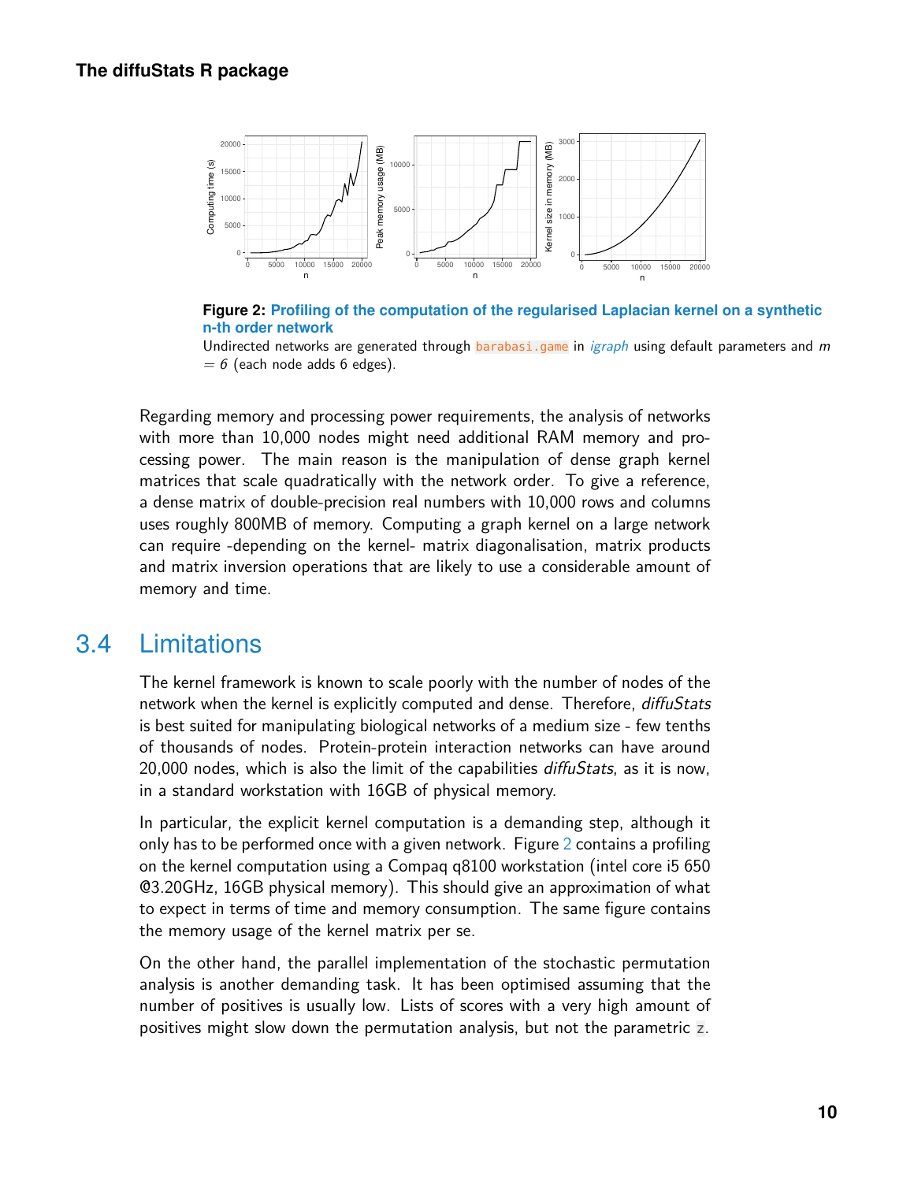**Figure 2: Profiling of the computation of the regularised Laplacian kernel on a synthetic n-th order network**
Undirected networks are generated through `barabasi.game` in *igraph* using default parameters and $m = 6$ (each node adds 6 edges).

Regarding memory and processing power requirements, the analysis of networks with more than 10,000 nodes might need additional RAM memory and processing power. The main reason is the manipulation of dense graph kernel matrices that scale quadratically with the network order. To give a reference, a dense matrix of double-precision real numbers with 10,000 rows and columns uses roughly 800MB of memory. Computing a graph kernel on a large network can require -depending on the kernel- matrix diagonalisation, matrix products and matrix inversion operations that are likely to use a considerable amount of memory and time.

## 3.4 Limitations

The kernel framework is known to scale poorly with the number of nodes of the network when the kernel is explicitly computed and dense. Therefore, *diffuStats* is best suited for manipulating biological networks of a medium size - few tenths of thousands of nodes. Protein-protein interaction networks can have around 20,000 nodes, which is also the limit of the capabilities *diffuStats*, as it is now, in a standard workstation with 16GB of physical memory.

In particular, the explicit kernel computation is a demanding step, although it only has to be performed once with a given network. Figure 2 contains a profiling on the kernel computation using a Compaq q8100 workstation (intel core i5 650 @3.20GHz, 16GB physical memory). This should give an approximation of what to expect in terms of time and memory consumption. The same figure contains the memory usage of the kernel matrix per se.

On the other hand, the parallel implementation of the stochastic permutation analysis is another demanding task. It has been optimised assuming that the number of positives is usually low. Lists of scores with a very high amount of positives might slow down the permutation analysis, but not the parametric `z`.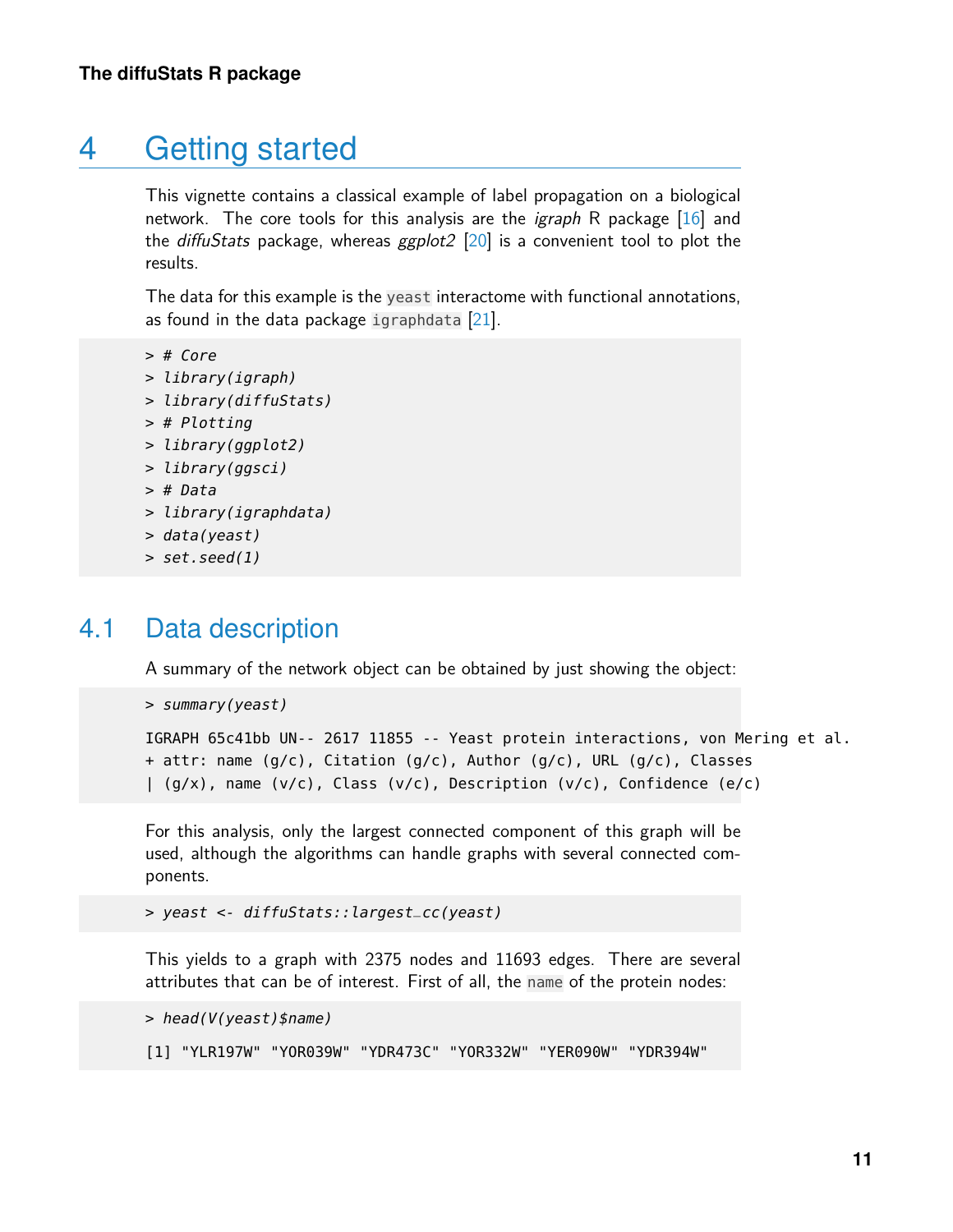# 4 Getting started

This vignette contains a classical example of label propagation on a biological network. The core tools for this analysis are the *igraph* R package [16] and the *diffuStats* package, whereas *ggplot2* [20] is a convenient tool to plot the results.

The data for this example is the `yeast` interactome with functional annotations, as found in the data package `igraphdata` [21].

```
> # Core
> library(igraph)
> library(diffuStats)
> # Plotting
> library(ggplot2)
> library(ggsci)
> # Data
> library(igraphdata)
> data(yeast)
> set.seed(1)
```

## 4.1 Data description

A summary of the network object can be obtained by just showing the object:

```
> summary(yeast)

IGRAPH 65c41bb UN-- 2617 11855 -- Yeast protein interactions, von Mering et al.
+ attr: name (g/c), Citation (g/c), Author (g/c), URL (g/c), Classes
| (g/x), name (v/c), Class (v/c), Description (v/c), Confidence (e/c)
```

For this analysis, only the largest connected component of this graph will be used, although the algorithms can handle graphs with several connected components.

```
> yeast <- diffuStats::largest_cc(yeast)
```

This yields to a graph with 2375 nodes and 11693 edges. There are several attributes that can be of interest. First of all, the `name` of the protein nodes:

```
> head(V(yeast)$name)

[1] "YLR197W" "YOR039W" "YDR473C" "YOR332W" "YER090W" "YDR394W"
```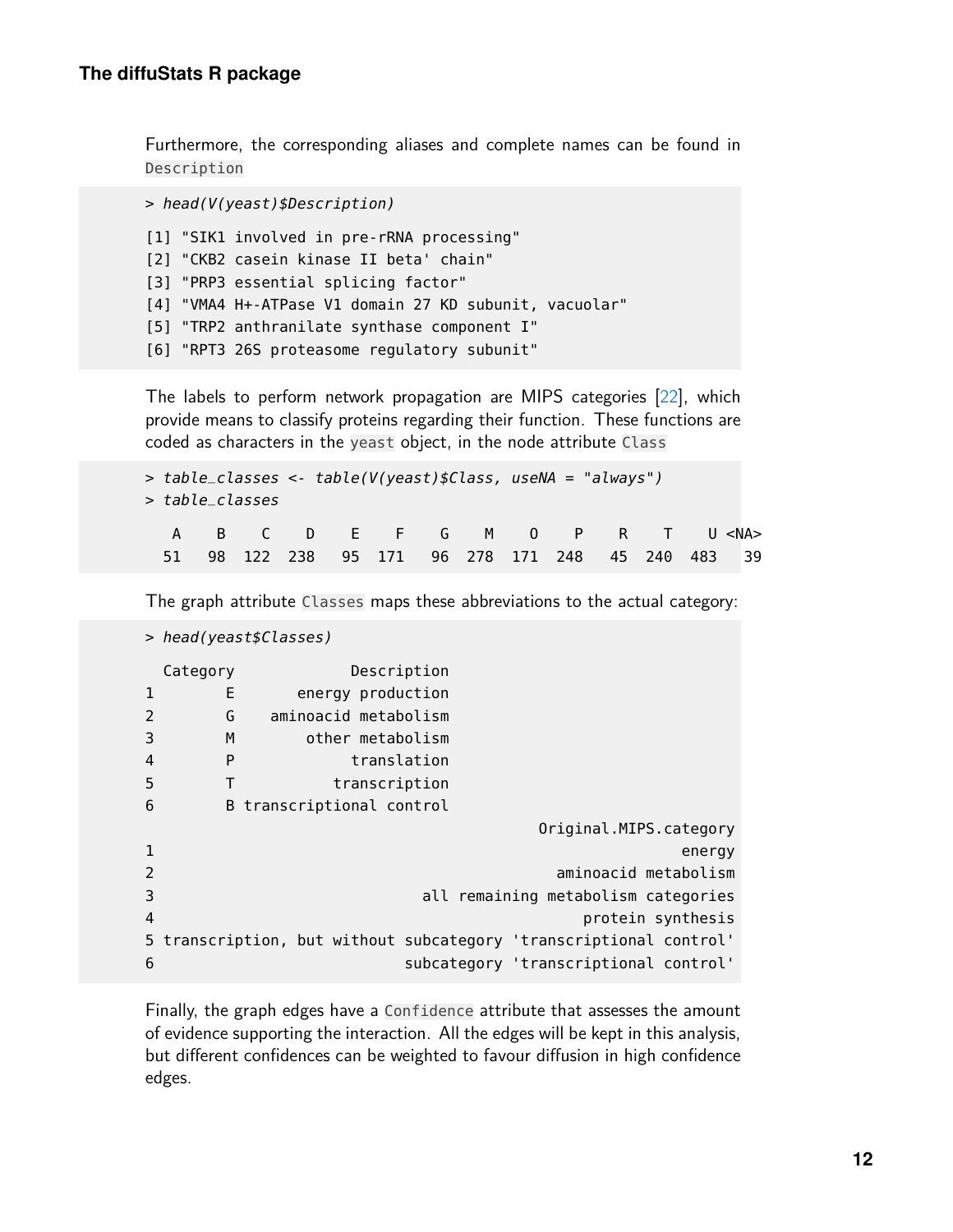Furthermore, the corresponding aliases and complete names can be found in `Description`

```
> head(V(yeast)$Description)

[1] "SIK1 involved in pre-rRNA processing"
[2] "CKB2 casein kinase II beta' chain"
[3] "PRP3 essential splicing factor"
[4] "VMA4 H+-ATPase V1 domain 27 KD subunit, vacuolar"
[5] "TRP2 anthranilate synthase component I"
[6] "RPT3 26S proteasome regulatory subunit"
```

The labels to perform network propagation are MIPS categories [22], which provide means to classify proteins regarding their function. These functions are coded as characters in the `yeast` object, in the node attribute `Class`

```
> table_classes <- table(V(yeast)$Class, useNA = "always")
> table_classes

   A    B    C    D    E    F    G    M    O    P    R    T    U <NA>
  51   98  122  238   95  171   96  278  171  248   45  240  483   39
```

The graph attribute `Classes` maps these abbreviations to the actual category:

```
> head(yeast$Classes)

  Category            Description
1        E      energy production
2        G    aminoacid metabolism
3        M       other metabolism
4        P            translation
5        T          transcription
6        B transcriptional control
                                            Original.MIPS.category
1                                                           energy
2                                             aminoacid metabolism
3                               all remaining metabolism categories
4                                                 protein synthesis
5 transcription, but without subcategory 'transcriptional control'
6                            subcategory 'transcriptional control'
```

Finally, the graph edges have a `Confidence` attribute that assesses the amount of evidence supporting the interaction. All the edges will be kept in this analysis, but different confidences can be weighted to favour diffusion in high confidence edges.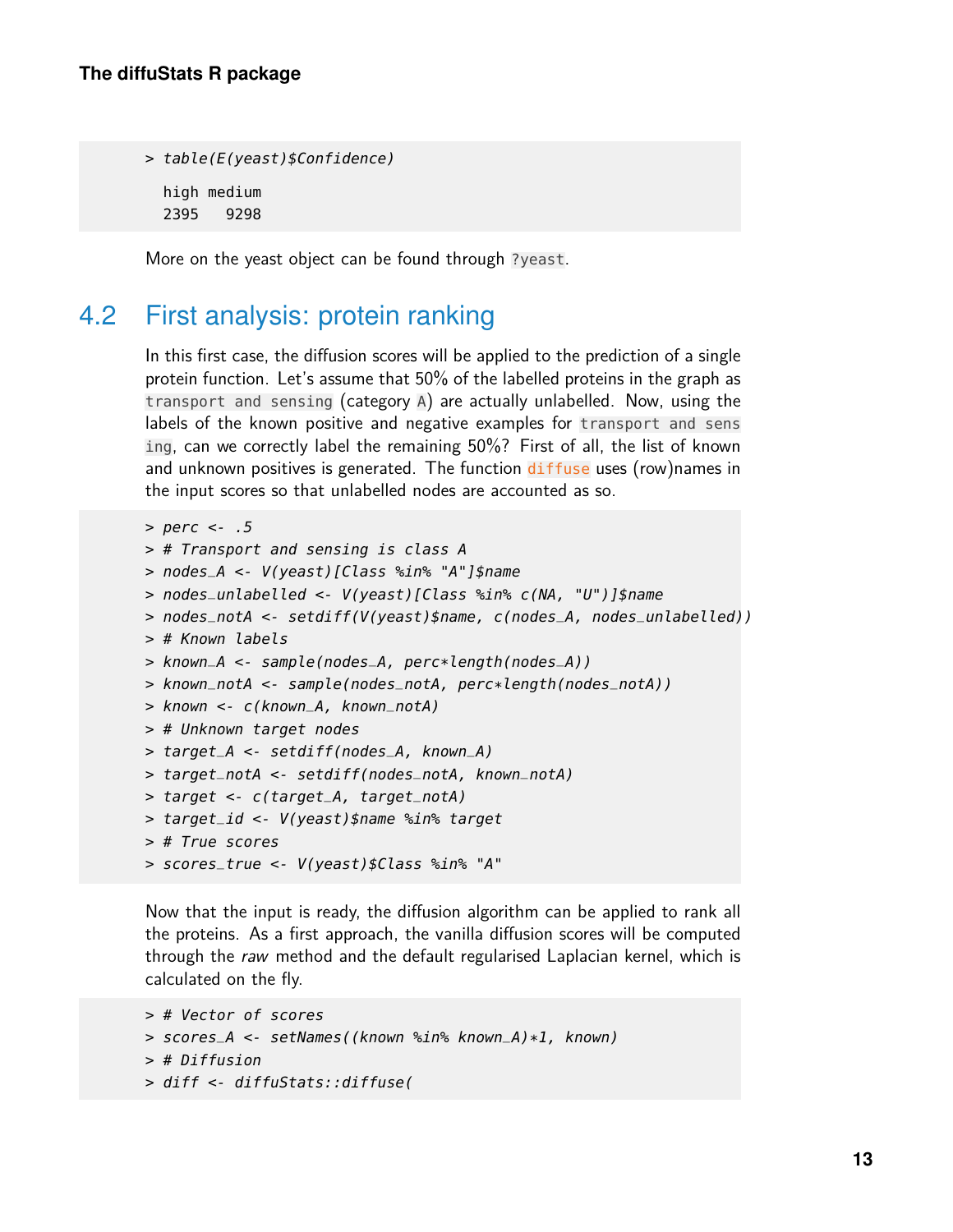```
> table(E(yeast)$Confidence)

  high medium
  2395   9298
```

More on the yeast object can be found through `?yeast`.

## 4.2 First analysis: protein ranking

In this first case, the diffusion scores will be applied to the prediction of a single protein function. Let's assume that 50% of the labelled proteins in the graph as `transport and sensing` (category `A`) are actually unlabelled. Now, using the labels of the known positive and negative examples for `transport and sensing`, can we correctly label the remaining 50%? First of all, the list of known and unknown positives is generated. The function `diffuse` uses (row)names in the input scores so that unlabelled nodes are accounted as so.

```
> perc <- .5
> # Transport and sensing is class A
> nodes_A <- V(yeast)[Class %in% "A"]$name
> nodes_unlabelled <- V(yeast)[Class %in% c(NA, "U")]$name
> nodes_notA <- setdiff(V(yeast)$name, c(nodes_A, nodes_unlabelled))
> # Known labels
> known_A <- sample(nodes_A, perc*length(nodes_A))
> known_notA <- sample(nodes_notA, perc*length(nodes_notA))
> known <- c(known_A, known_notA)
> # Unknown target nodes
> target_A <- setdiff(nodes_A, known_A)
> target_notA <- setdiff(nodes_notA, known_notA)
> target <- c(target_A, target_notA)
> target_id <- V(yeast)$name %in% target
> # True scores
> scores_true <- V(yeast)$Class %in% "A"
```

Now that the input is ready, the diffusion algorithm can be applied to rank all the proteins. As a first approach, the vanilla diffusion scores will be computed through the *raw* method and the default regularised Laplacian kernel, which is calculated on the fly.

```
> # Vector of scores
> scores_A <- setNames((known %in% known_A)*1, known)
> # Diffusion
> diff <- diffuStats::diffuse(
```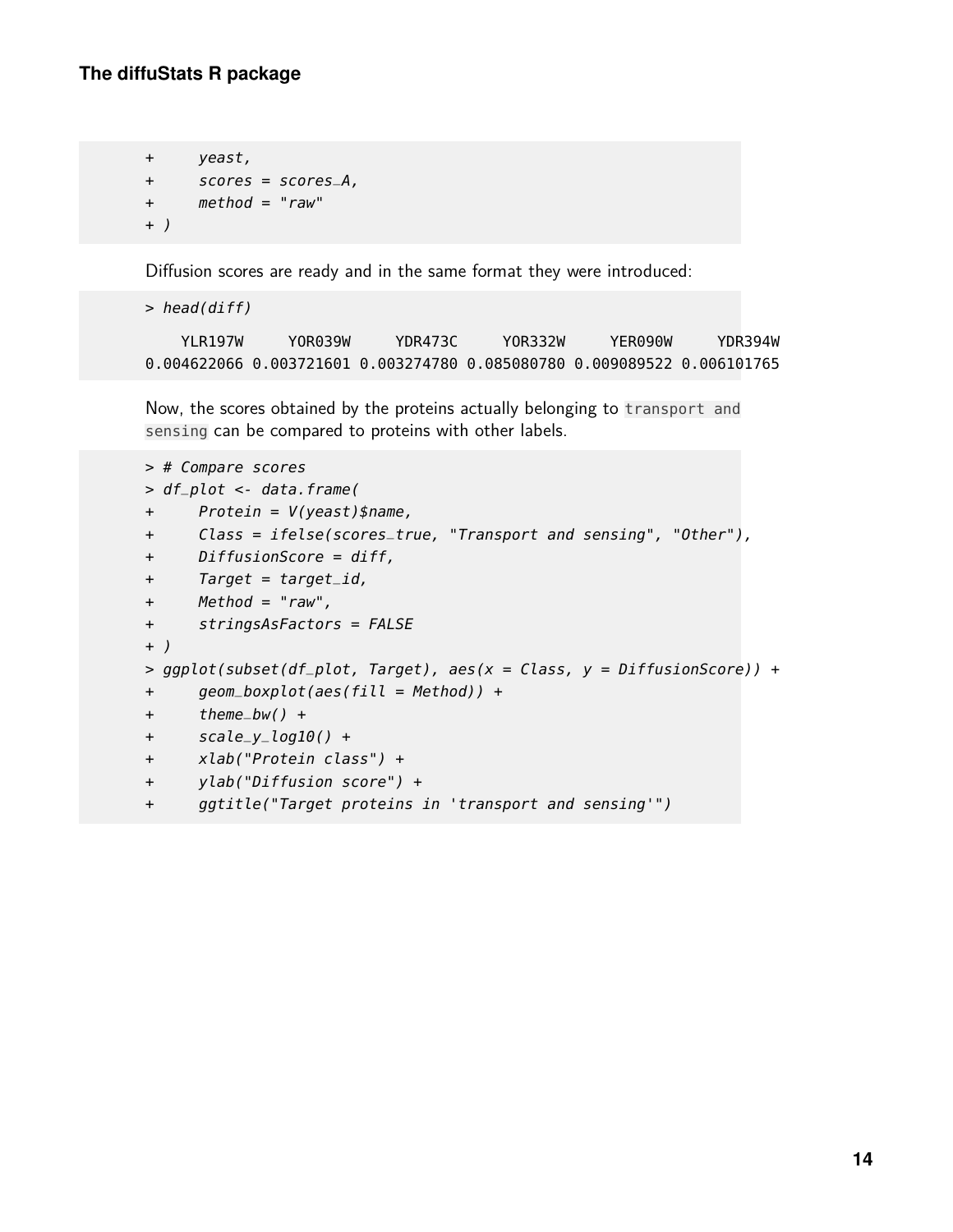```
+     yeast,
+     scores = scores_A,
+     method = "raw"
+ )
```

Diffusion scores are ready and in the same format they were introduced:

```
> head(diff)

    YLR197W     YOR039W     YDR473C     YOR332W     YER090W     YDR394W
0.004622066 0.003721601 0.003274780 0.085080780 0.009089522 0.006101765
```

Now, the scores obtained by the proteins actually belonging to `transport and sensing` can be compared to proteins with other labels.

```
> # Compare scores
> df_plot <- data.frame(
+     Protein = V(yeast)$name,
+     Class = ifelse(scores_true, "Transport and sensing", "Other"),
+     DiffusionScore = diff,
+     Target = target_id,
+     Method = "raw",
+     stringsAsFactors = FALSE
+ )
> ggplot(subset(df_plot, Target), aes(x = Class, y = DiffusionScore)) +
+     geom_boxplot(aes(fill = Method)) +
+     theme_bw() +
+     scale_y_log10() +
+     xlab("Protein class") +
+     ylab("Diffusion score") +
+     ggtitle("Target proteins in 'transport and sensing'")
```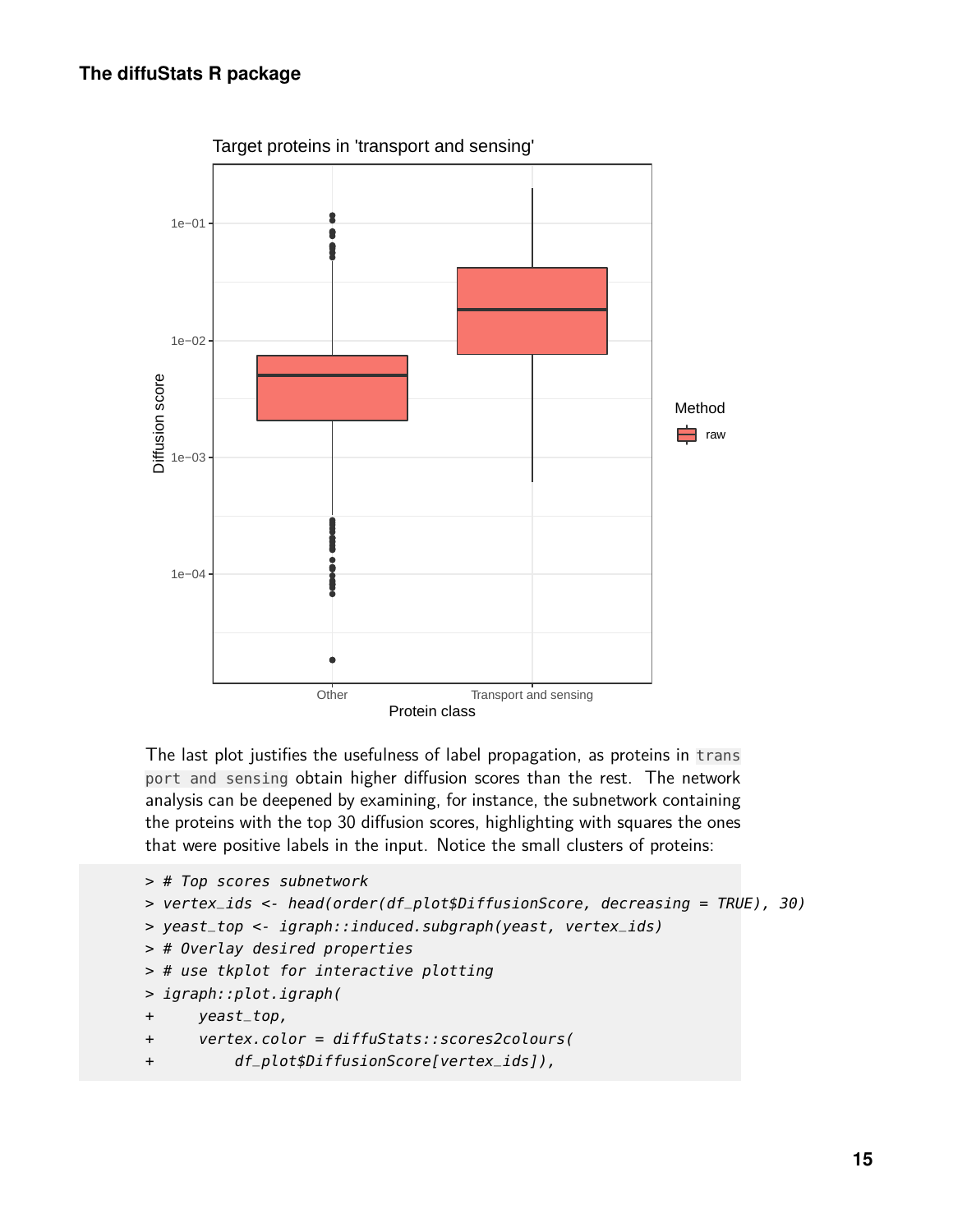The last plot justifies the usefulness of label propagation, as proteins in `transport and sensing` obtain higher diffusion scores than the rest. The network analysis can be deepened by examining, for instance, the subnetwork containing the proteins with the top 30 diffusion scores, highlighting with squares the ones that were positive labels in the input. Notice the small clusters of proteins:

```
> # Top scores subnetwork
> vertex_ids <- head(order(df_plot$DiffusionScore, decreasing = TRUE), 30)
> yeast_top <- igraph::induced.subgraph(yeast, vertex_ids)
> # Overlay desired properties
> # use tkplot for interactive plotting
> igraph::plot.igraph(
+     yeast_top,
+     vertex.color = diffuStats::scores2colours(
+         df_plot$DiffusionScore[vertex_ids]),
```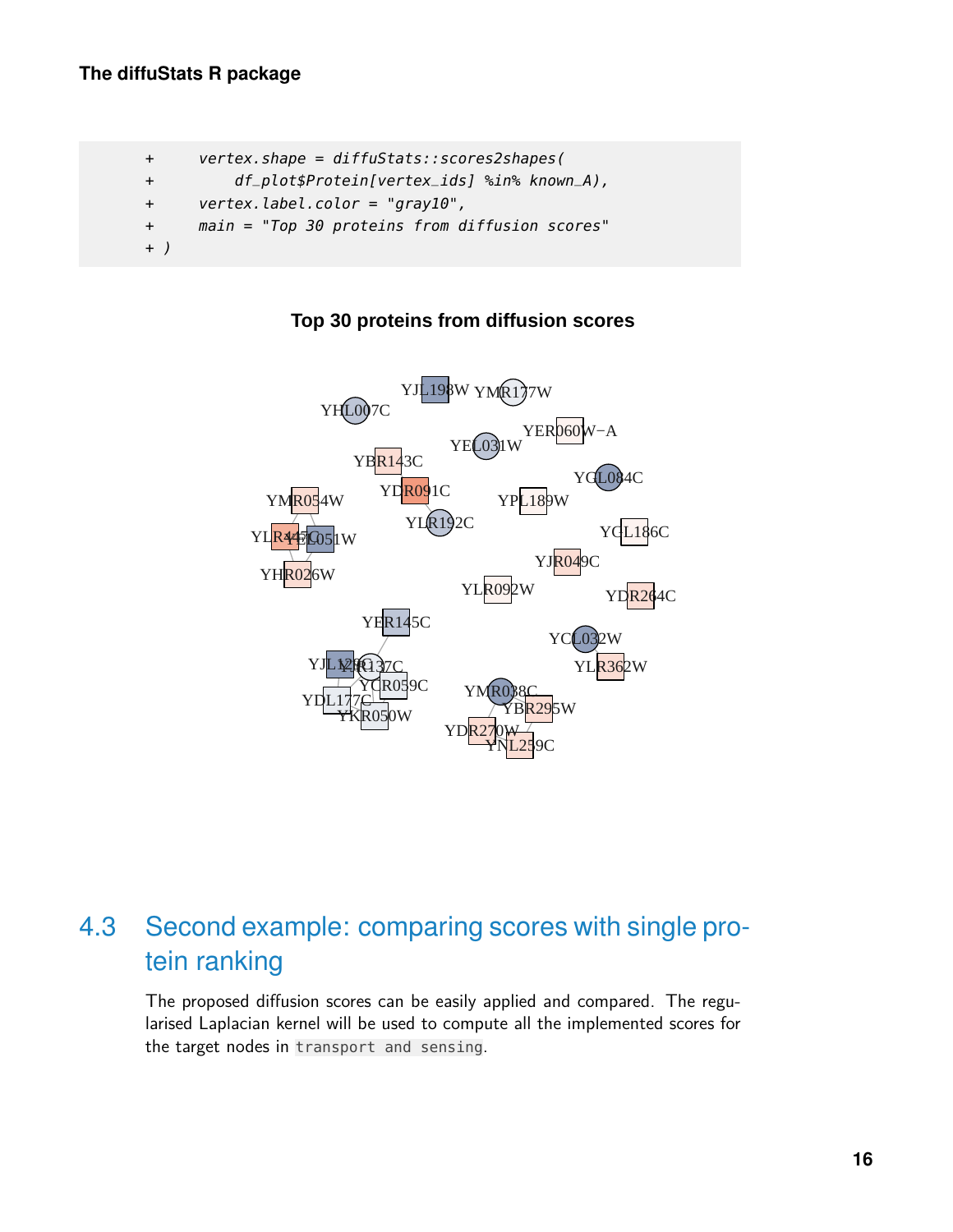```
+     vertex.shape = diffuStats::scores2shapes(
+         df_plot$Protein[vertex_ids] %in% known_A),
+     vertex.label.color = "gray10",
+     main = "Top 30 proteins from diffusion scores"
+ )
```

## 4.3 Second example: comparing scores with single protein ranking

The proposed diffusion scores can be easily applied and compared. The regularised Laplacian kernel will be used to compute all the implemented scores for the target nodes in `transport and sensing`.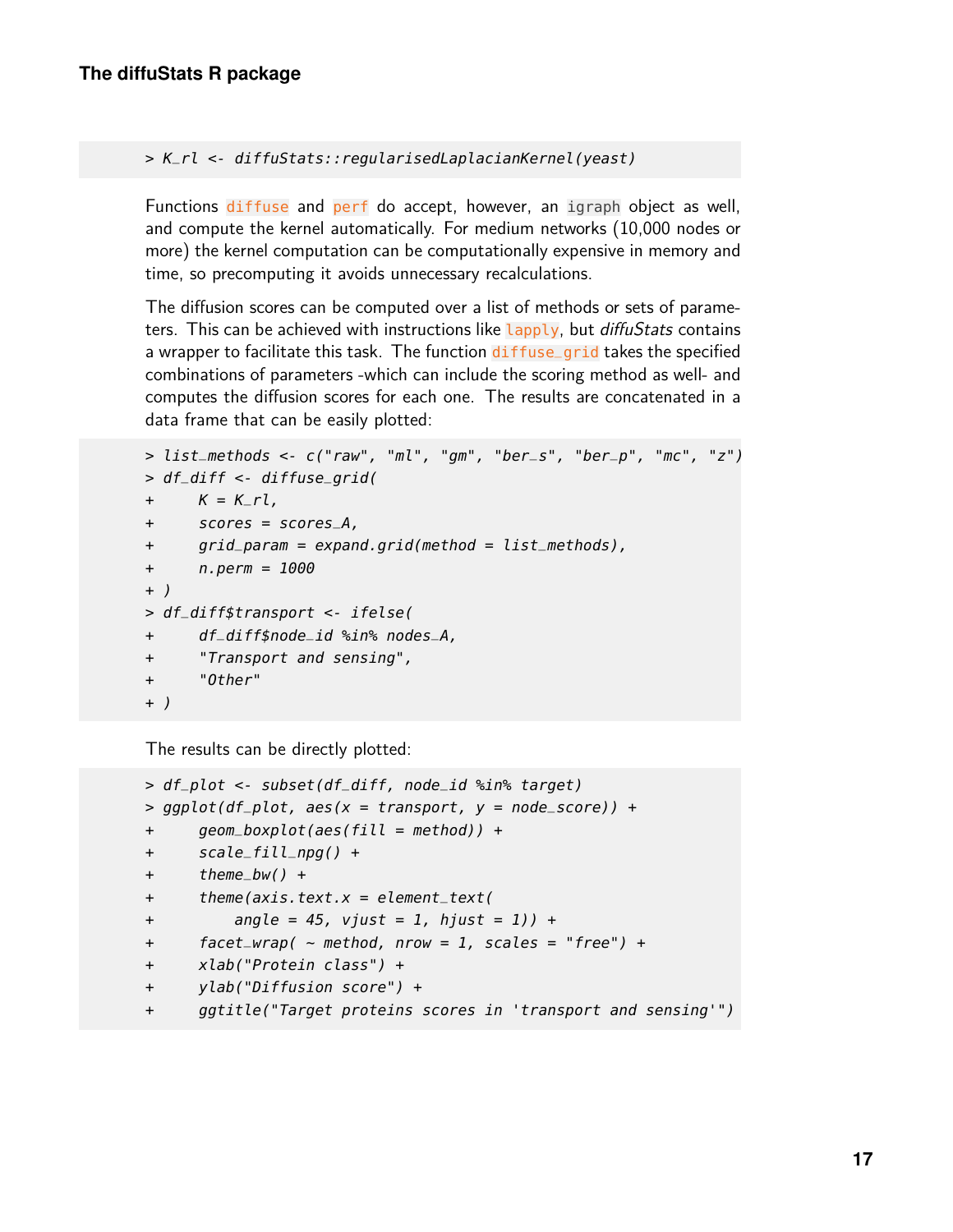```
> K_rl <- diffuStats::regularisedLaplacianKernel(yeast)
```

Functions `diffuse` and `perf` do accept, however, an `igraph` object as well, and compute the kernel automatically. For medium networks (10,000 nodes or more) the kernel computation can be computationally expensive in memory and time, so precomputing it avoids unnecessary recalculations.

The diffusion scores can be computed over a list of methods or sets of parameters. This can be achieved with instructions like `lapply`, but *diffuStats* contains a wrapper to facilitate this task. The function `diffuse_grid` takes the specified combinations of parameters -which can include the scoring method as well- and computes the diffusion scores for each one. The results are concatenated in a data frame that can be easily plotted:

```
> list_methods <- c("raw", "ml", "gm", "ber_s", "ber_p", "mc", "z")
> df_diff <- diffuse_grid(
+     K = K_rl,
+     scores = scores_A,
+     grid_param = expand.grid(method = list_methods),
+     n.perm = 1000
+ )
> df_diff$transport <- ifelse(
+     df_diff$node_id %in% nodes_A,
+     "Transport and sensing",
+     "Other"
+ )
```

The results can be directly plotted:

```
> df_plot <- subset(df_diff, node_id %in% target)
> ggplot(df_plot, aes(x = transport, y = node_score)) +
+     geom_boxplot(aes(fill = method)) +
+     scale_fill_npg() +
+     theme_bw() +
+     theme(axis.text.x = element_text(
+         angle = 45, vjust = 1, hjust = 1)) +
+     facet_wrap( ~ method, nrow = 1, scales = "free") +
+     xlab("Protein class") +
+     ylab("Diffusion score") +
+     ggtitle("Target proteins scores in 'transport and sensing'")
```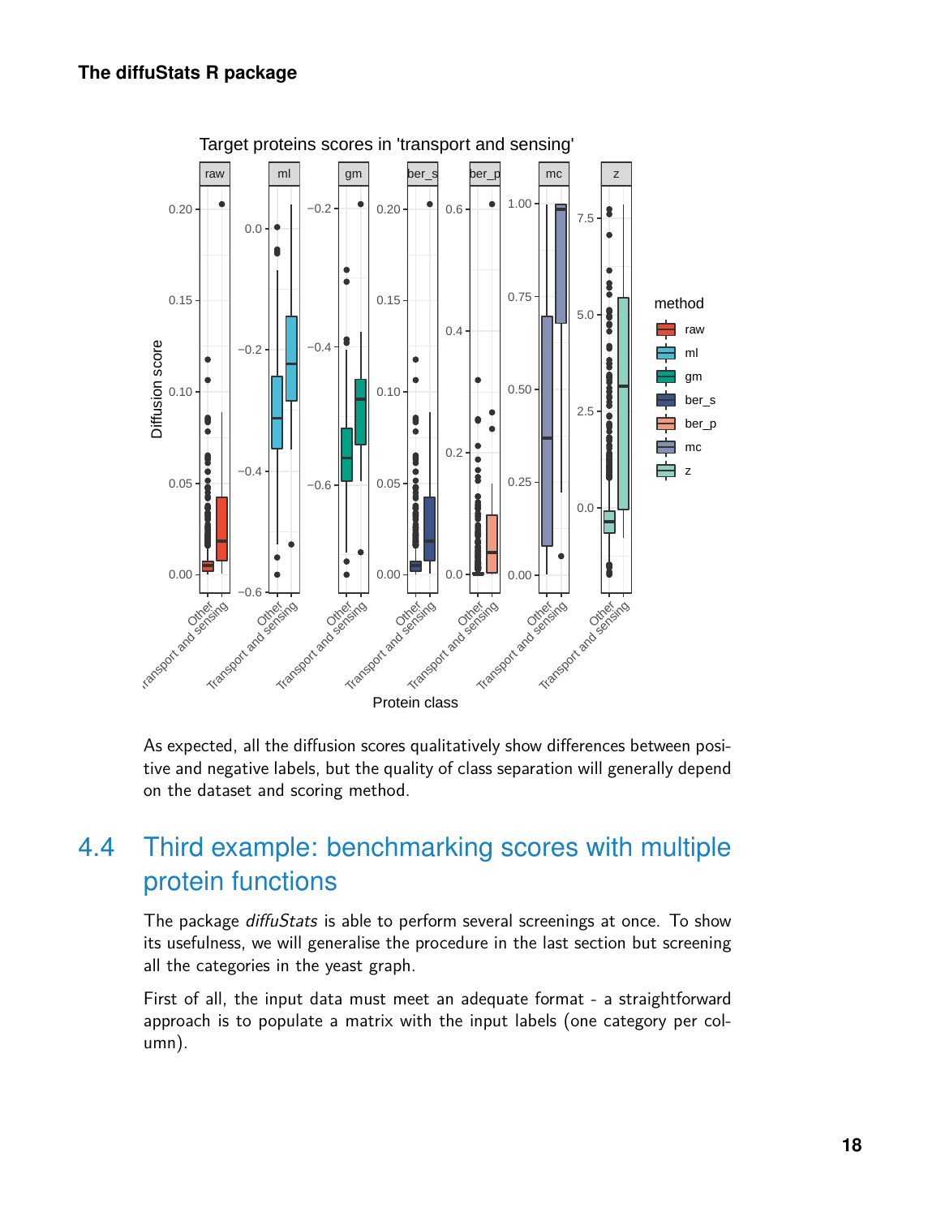As expected, all the diffusion scores qualitatively show differences between positive and negative labels, but the quality of class separation will generally depend on the dataset and scoring method.

## 4.4 Third example: benchmarking scores with multiple protein functions

The package *diffuStats* is able to perform several screenings at once. To show its usefulness, we will generalise the procedure in the last section but screening all the categories in the yeast graph.

First of all, the input data must meet an adequate format - a straightforward approach is to populate a matrix with the input labels (one category per column).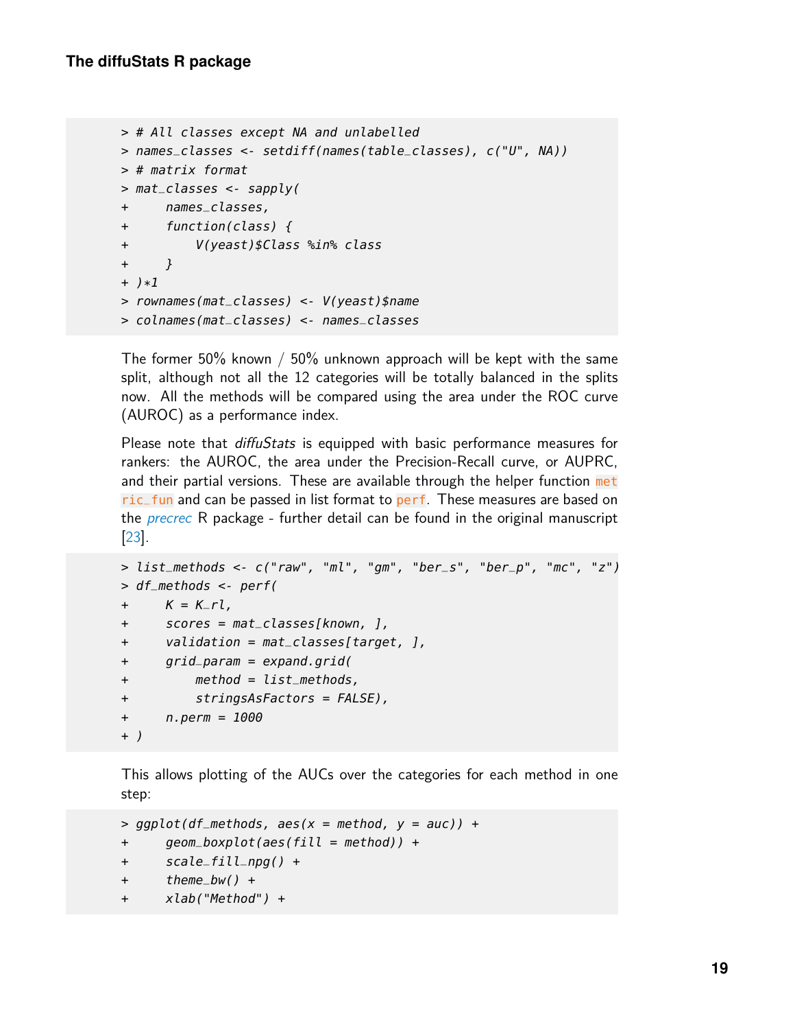```
> # All classes except NA and unlabelled
> names_classes <- setdiff(names(table_classes), c("U", NA))
> # matrix format
> mat_classes <- sapply(
+     names_classes,
+     function(class) {
+         V(yeast)$Class %in% class
+     }
+ )*1
> rownames(mat_classes) <- V(yeast)$name
> colnames(mat_classes) <- names_classes
```

The former 50% known / 50% unknown approach will be kept with the same split, although not all the 12 categories will be totally balanced in the splits now. All the methods will be compared using the area under the ROC curve (AUROC) as a performance index.

Please note that *diffuStats* is equipped with basic performance measures for rankers: the AUROC, the area under the Precision-Recall curve, or AUPRC, and their partial versions. These are available through the helper function `metric_fun` and can be passed in list format to `perf`. These measures are based on the *precrec* R package - further detail can be found in the original manuscript [23].

```
> list_methods <- c("raw", "ml", "gm", "ber_s", "ber_p", "mc", "z")
> df_methods <- perf(
+     K = K_rl,
+     scores = mat_classes[known, ],
+     validation = mat_classes[target, ],
+     grid_param = expand.grid(
+         method = list_methods,
+         stringsAsFactors = FALSE),
+     n.perm = 1000
+ )
```

This allows plotting of the AUCs over the categories for each method in one step:

```
> ggplot(df_methods, aes(x = method, y = auc)) +
+     geom_boxplot(aes(fill = method)) +
+     scale_fill_npg() +
+     theme_bw() +
+     xlab("Method") +
```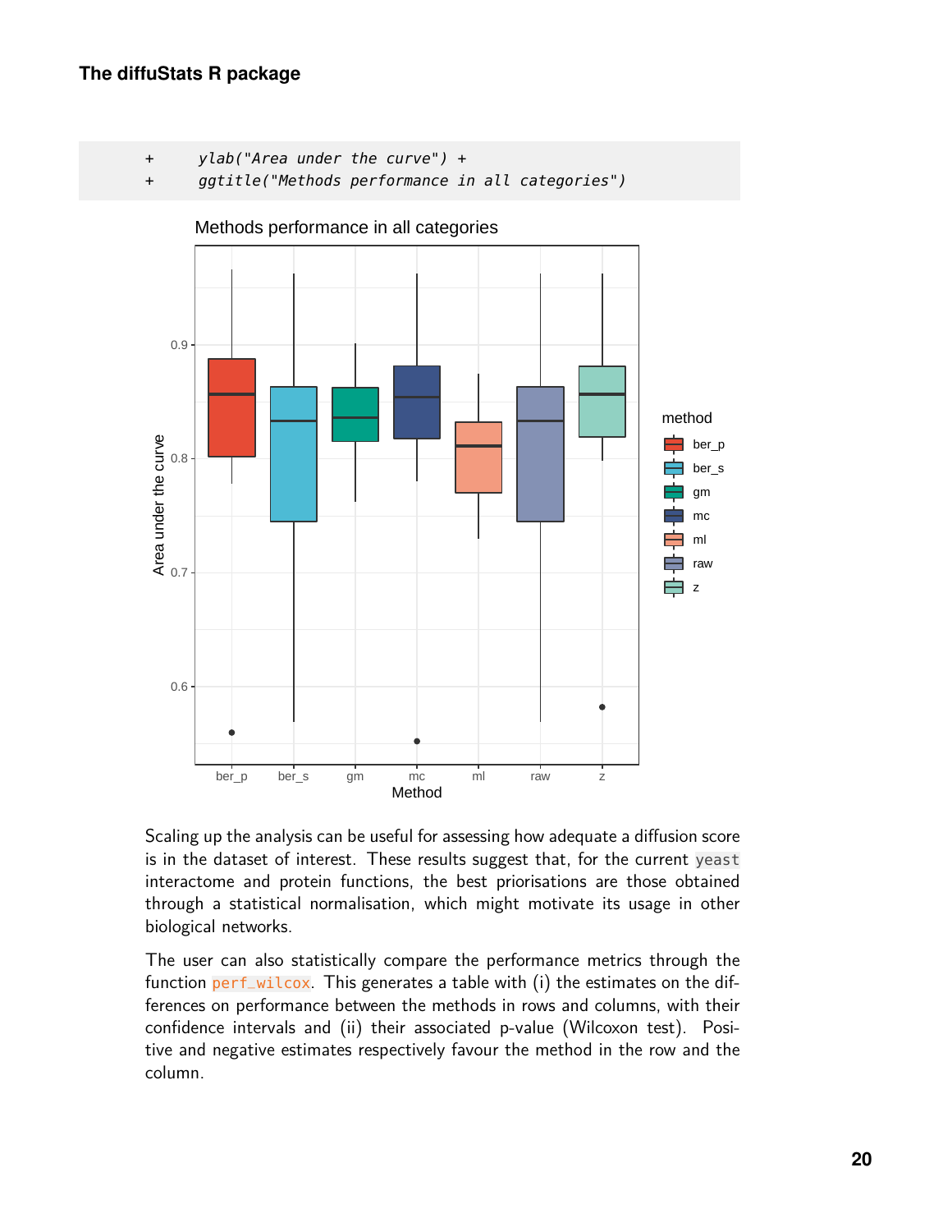```
+     ylab("Area under the curve") +
+     ggtitle("Methods performance in all categories")
```

Scaling up the analysis can be useful for assessing how adequate a diffusion score is in the dataset of interest. These results suggest that, for the current `yeast` interactome and protein functions, the best priorisations are those obtained through a statistical normalisation, which might motivate its usage in other biological networks.

The user can also statistically compare the performance metrics through the function `perf_wilcox`. This generates a table with (i) the estimates on the differences on performance between the methods in rows and columns, with their confidence intervals and (ii) their associated p-value (Wilcoxon test). Positive and negative estimates respectively favour the method in the row and the column.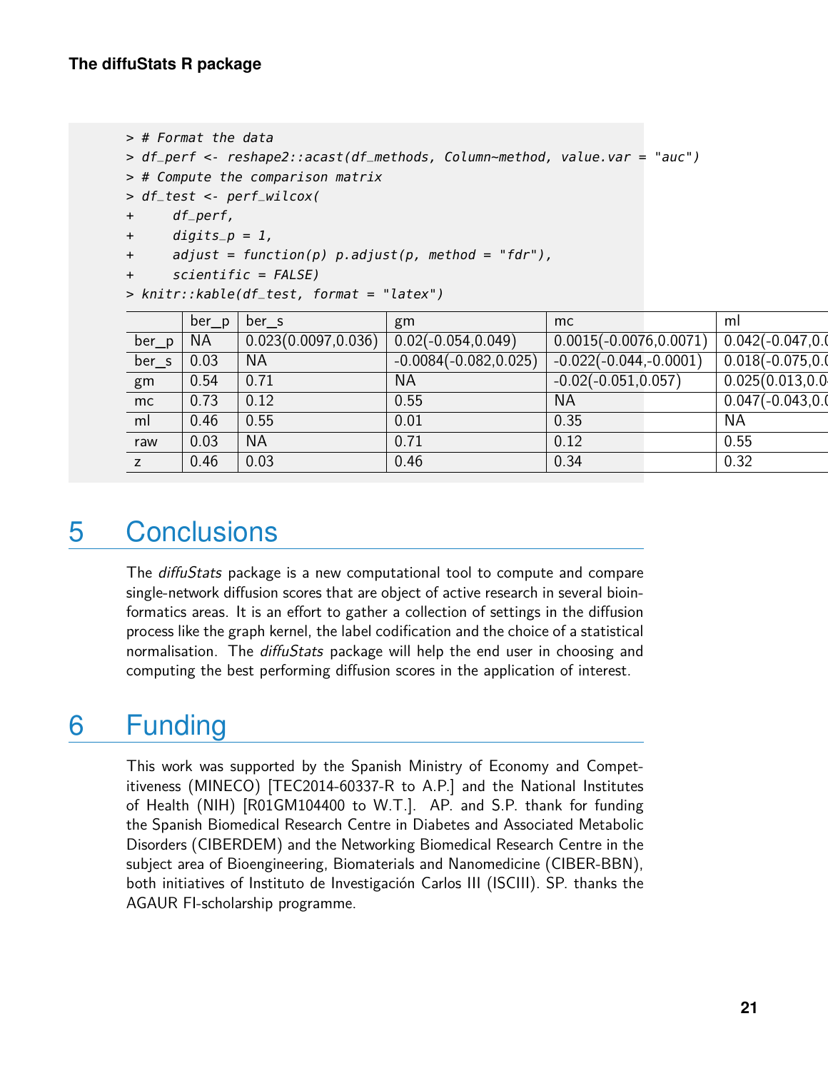```
> # Format the data
> df_perf <- reshape2::acast(df_methods, Column~method, value.var = "auc")
> # Compute the comparison matrix
> df_test <- perf_wilcox(
+     df_perf,
+     digits_p = 1,
+     adjust = function(p) p.adjust(p, method = "fdr"),
+     scientific = FALSE)
> knitr::kable(df_test, format = "latex")
```

| | ber_p | ber_s | gm | mc | ml |
|---|---|---|---|---|---|
| ber_p | NA | 0.023(0.0097,0.036) | 0.02(-0.054,0.049) | 0.0015(-0.0076,0.0071) | 0.042(-0.047,0.0 |
| ber_s | 0.03 | NA | -0.0084(-0.082,0.025) | -0.022(-0.044,-0.0001) | 0.018(-0.075,0.0 |
| gm | 0.54 | 0.71 | NA | -0.02(-0.051,0.057) | 0.025(0.013,0.0 |
| mc | 0.73 | 0.12 | 0.55 | NA | 0.047(-0.043,0.0 |
| ml | 0.46 | 0.55 | 0.01 | 0.35 | NA |
| raw | 0.03 | NA | 0.71 | 0.12 | 0.55 |
| z | 0.46 | 0.03 | 0.46 | 0.34 | 0.32 |

# 5 Conclusions

The *diffuStats* package is a new computational tool to compute and compare single-network diffusion scores that are object of active research in several bioinformatics areas. It is an effort to gather a collection of settings in the diffusion process like the graph kernel, the label codification and the choice of a statistical normalisation. The *diffuStats* package will help the end user in choosing and computing the best performing diffusion scores in the application of interest.

# 6 Funding

This work was supported by the Spanish Ministry of Economy and Competitiveness (MINECO) [TEC2014-60337-R to A.P.] and the National Institutes of Health (NIH) [R01GM104400 to W.T.]. AP. and S.P. thank for funding the Spanish Biomedical Research Centre in Diabetes and Associated Metabolic Disorders (CIBERDEM) and the Networking Biomedical Research Centre in the subject area of Bioengineering, Biomaterials and Nanomedicine (CIBER-BBN), both initiatives of Instituto de Investigación Carlos III (ISCIII). SP. thanks the AGAUR FI-scholarship programme.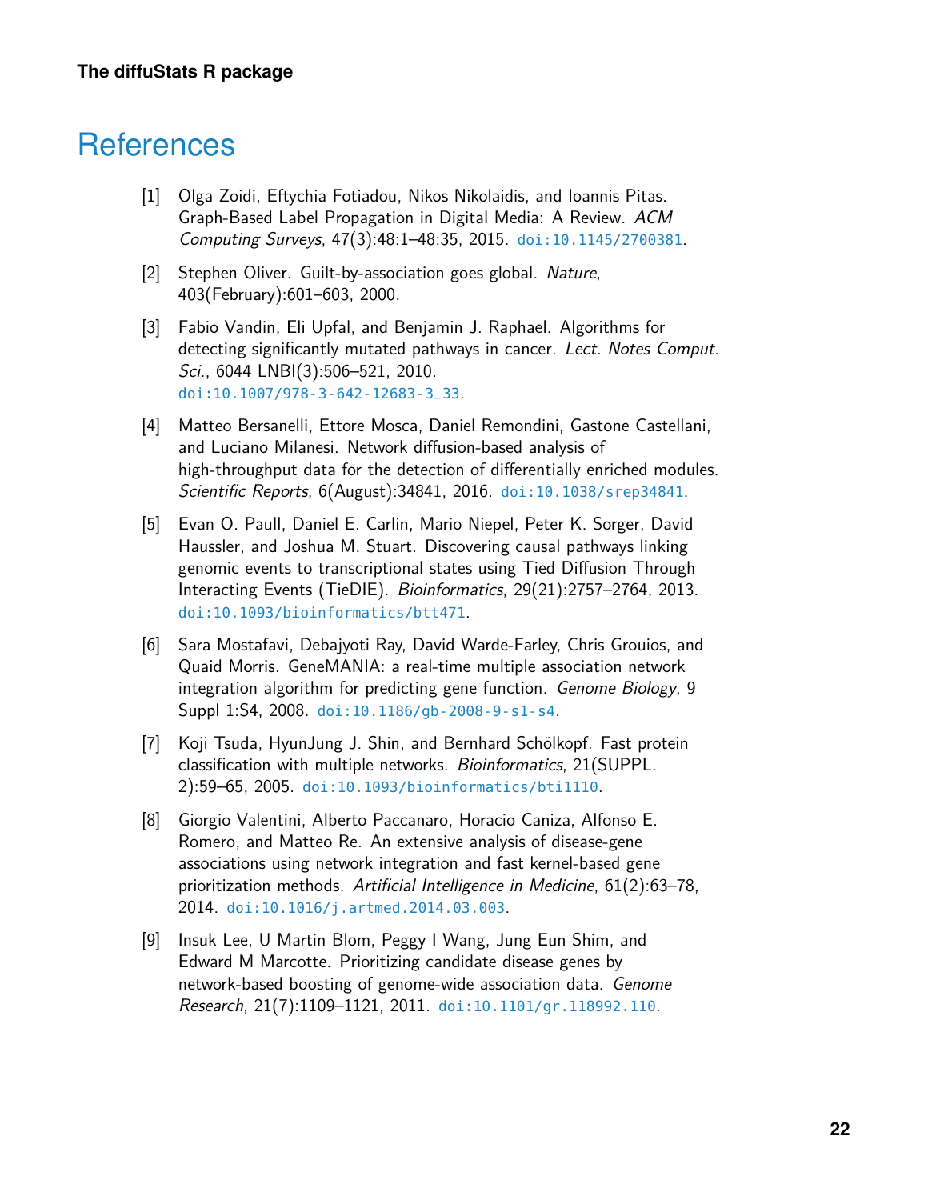# References

[1] Olga Zoidi, Eftychia Fotiadou, Nikos Nikolaidis, and Ioannis Pitas. Graph-Based Label Propagation in Digital Media: A Review. *ACM Computing Surveys*, 47(3):48:1–48:35, 2015. doi:10.1145/2700381.

[2] Stephen Oliver. Guilt-by-association goes global. *Nature*, 403(February):601–603, 2000.

[3] Fabio Vandin, Eli Upfal, and Benjamin J. Raphael. Algorithms for detecting significantly mutated pathways in cancer. *Lect. Notes Comput. Sci.*, 6044 LNBI(3):506–521, 2010. doi:10.1007/978-3-642-12683-3_33.

[4] Matteo Bersanelli, Ettore Mosca, Daniel Remondini, Gastone Castellani, and Luciano Milanesi. Network diffusion-based analysis of high-throughput data for the detection of differentially enriched modules. *Scientific Reports*, 6(August):34841, 2016. doi:10.1038/srep34841.

[5] Evan O. Paull, Daniel E. Carlin, Mario Niepel, Peter K. Sorger, David Haussler, and Joshua M. Stuart. Discovering causal pathways linking genomic events to transcriptional states using Tied Diffusion Through Interacting Events (TieDIE). *Bioinformatics*, 29(21):2757–2764, 2013. doi:10.1093/bioinformatics/btt471.

[6] Sara Mostafavi, Debajyoti Ray, David Warde-Farley, Chris Grouios, and Quaid Morris. GeneMANIA: a real-time multiple association network integration algorithm for predicting gene function. *Genome Biology*, 9 Suppl 1:S4, 2008. doi:10.1186/gb-2008-9-s1-s4.

[7] Koji Tsuda, HyunJung J. Shin, and Bernhard Schölkopf. Fast protein classification with multiple networks. *Bioinformatics*, 21(SUPPL. 2):59–65, 2005. doi:10.1093/bioinformatics/bti1110.

[8] Giorgio Valentini, Alberto Paccanaro, Horacio Caniza, Alfonso E. Romero, and Matteo Re. An extensive analysis of disease-gene associations using network integration and fast kernel-based gene prioritization methods. *Artificial Intelligence in Medicine*, 61(2):63–78, 2014. doi:10.1016/j.artmed.2014.03.003.

[9] Insuk Lee, U Martin Blom, Peggy I Wang, Jung Eun Shim, and Edward M Marcotte. Prioritizing candidate disease genes by network-based boosting of genome-wide association data. *Genome Research*, 21(7):1109–1121, 2011. doi:10.1101/gr.118992.110.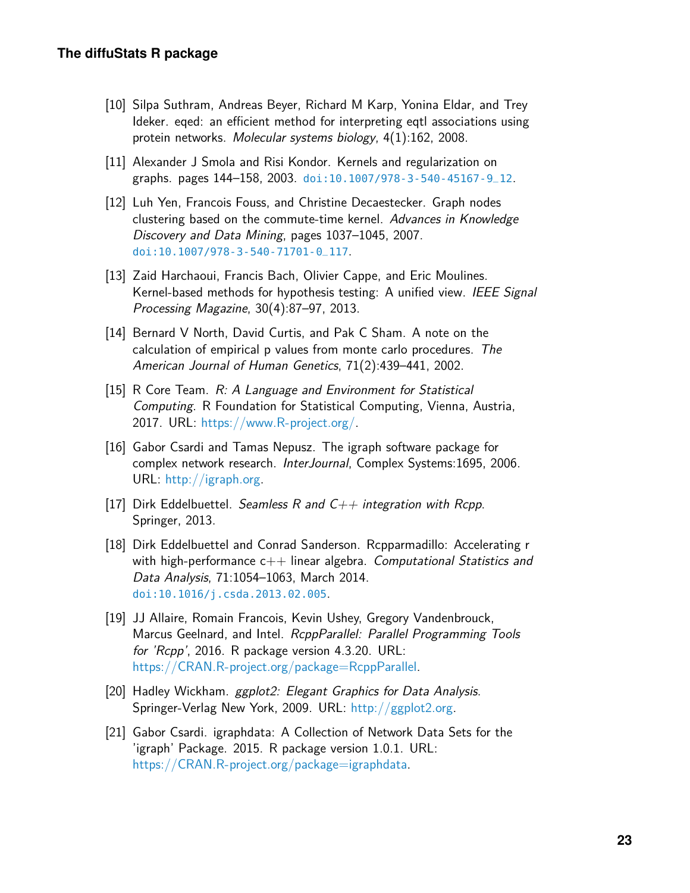[10] Silpa Suthram, Andreas Beyer, Richard M Karp, Yonina Eldar, and Trey Ideker. eqed: an efficient method for interpreting eqtl associations using protein networks. *Molecular systems biology*, 4(1):162, 2008.

[11] Alexander J Smola and Risi Kondor. Kernels and regularization on graphs. pages 144–158, 2003. doi:10.1007/978-3-540-45167-9_12.

[12] Luh Yen, Francois Fouss, and Christine Decaestecker. Graph nodes clustering based on the commute-time kernel. *Advances in Knowledge Discovery and Data Mining*, pages 1037–1045, 2007. doi:10.1007/978-3-540-71701-0_117.

[13] Zaid Harchaoui, Francis Bach, Olivier Cappe, and Eric Moulines. Kernel-based methods for hypothesis testing: A unified view. *IEEE Signal Processing Magazine*, 30(4):87–97, 2013.

[14] Bernard V North, David Curtis, and Pak C Sham. A note on the calculation of empirical p values from monte carlo procedures. *The American Journal of Human Genetics*, 71(2):439–441, 2002.

[15] R Core Team. *R: A Language and Environment for Statistical Computing*. R Foundation for Statistical Computing, Vienna, Austria, 2017. URL: https://www.R-project.org/.

[16] Gabor Csardi and Tamas Nepusz. The igraph software package for complex network research. *InterJournal*, Complex Systems:1695, 2006. URL: http://igraph.org.

[17] Dirk Eddelbuettel. *Seamless R and C++ integration with Rcpp*. Springer, 2013.

[18] Dirk Eddelbuettel and Conrad Sanderson. Rcpparmadillo: Accelerating r with high-performance c++ linear algebra. *Computational Statistics and Data Analysis*, 71:1054–1063, March 2014. doi:10.1016/j.csda.2013.02.005.

[19] JJ Allaire, Romain Francois, Kevin Ushey, Gregory Vandenbrouck, Marcus Geelnard, and Intel. *RcppParallel: Parallel Programming Tools for 'Rcpp'*, 2016. R package version 4.3.20. URL: https://CRAN.R-project.org/package=RcppParallel.

[20] Hadley Wickham. *ggplot2: Elegant Graphics for Data Analysis*. Springer-Verlag New York, 2009. URL: http://ggplot2.org.

[21] Gabor Csardi. igraphdata: A Collection of Network Data Sets for the 'igraph' Package. 2015. R package version 1.0.1. URL: https://CRAN.R-project.org/package=igraphdata.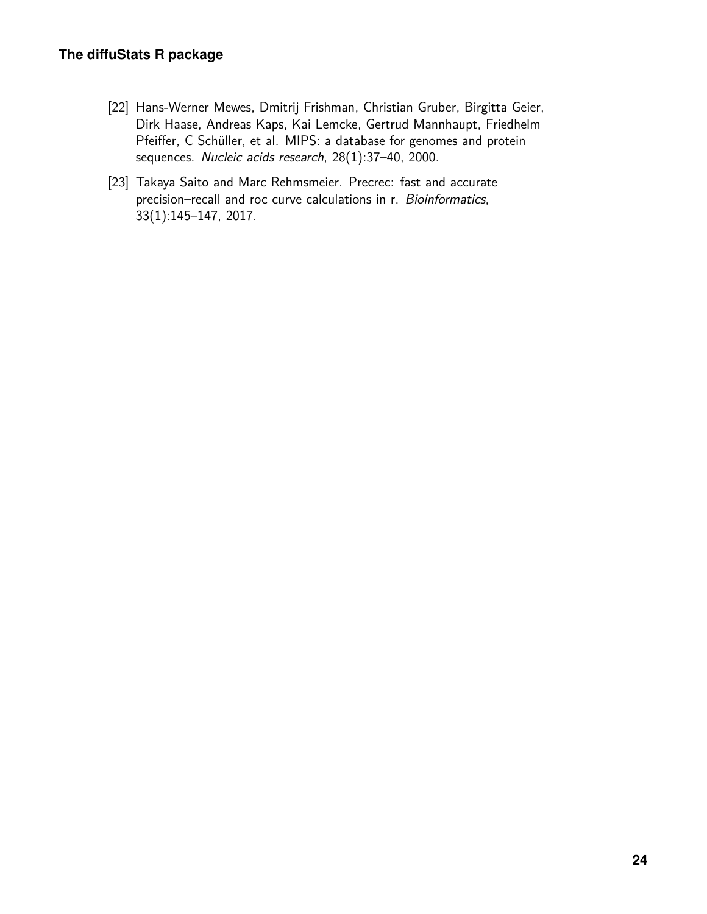[22] Hans-Werner Mewes, Dmitrij Frishman, Christian Gruber, Birgitta Geier, Dirk Haase, Andreas Kaps, Kai Lemcke, Gertrud Mannhaupt, Friedhelm Pfeiffer, C Schüller, et al. MIPS: a database for genomes and protein sequences. *Nucleic acids research*, 28(1):37–40, 2000.

[23] Takaya Saito and Marc Rehmsmeier. Precrec: fast and accurate precision–recall and roc curve calculations in r. *Bioinformatics*, 33(1):145–147, 2017.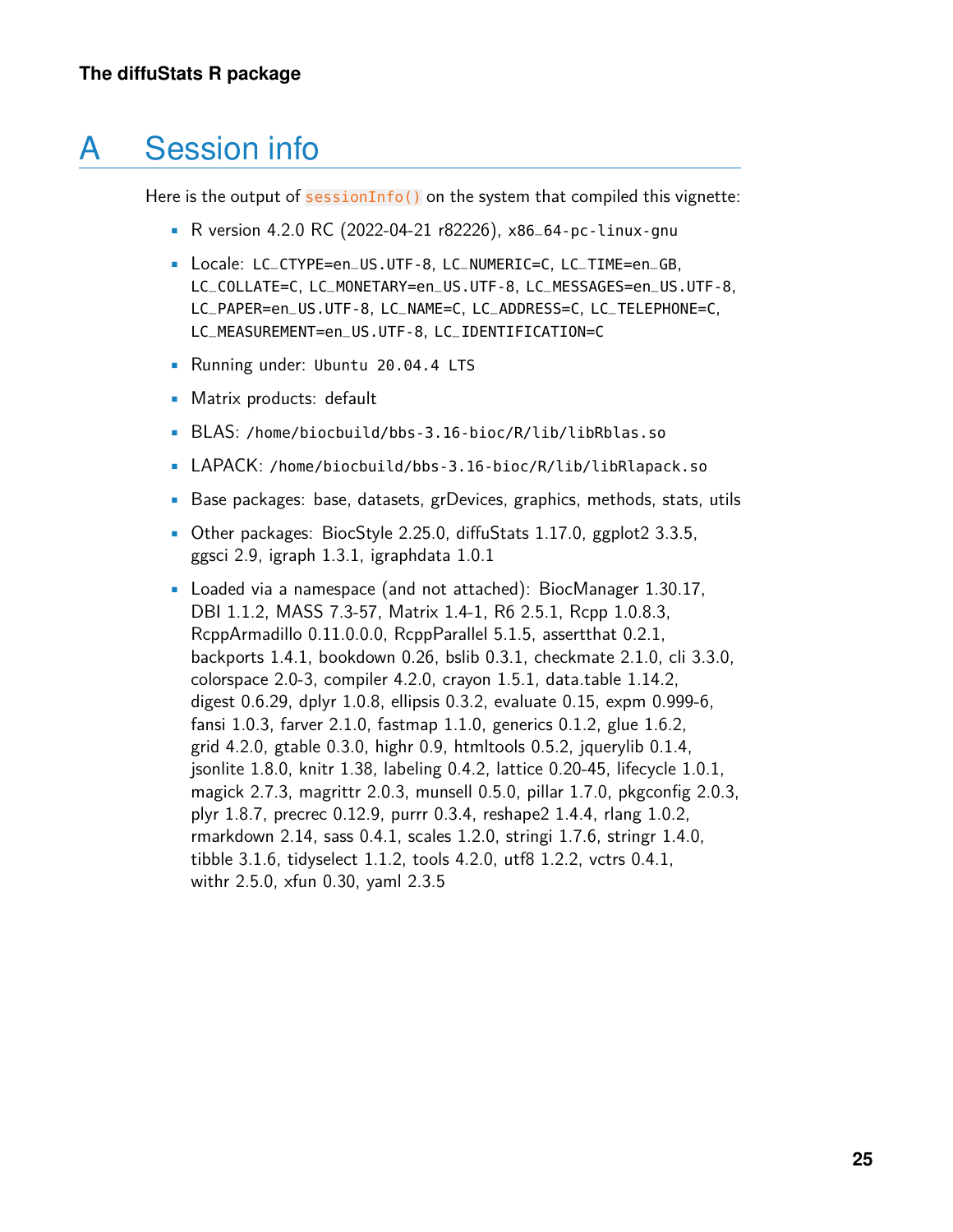# A Session info

Here is the output of `sessionInfo()` on the system that compiled this vignette:

- R version 4.2.0 RC (2022-04-21 r82226), `x86_64-pc-linux-gnu`
- Locale: `LC_CTYPE=en_US.UTF-8`, `LC_NUMERIC=C`, `LC_TIME=en_GB`, `LC_COLLATE=C`, `LC_MONETARY=en_US.UTF-8`, `LC_MESSAGES=en_US.UTF-8`, `LC_PAPER=en_US.UTF-8`, `LC_NAME=C`, `LC_ADDRESS=C`, `LC_TELEPHONE=C`, `LC_MEASUREMENT=en_US.UTF-8`, `LC_IDENTIFICATION=C`
- Running under: `Ubuntu 20.04.4 LTS`
- Matrix products: default
- BLAS: `/home/biocbuild/bbs-3.16-bioc/R/lib/libRblas.so`
- LAPACK: `/home/biocbuild/bbs-3.16-bioc/R/lib/libRlapack.so`
- Base packages: base, datasets, grDevices, graphics, methods, stats, utils
- Other packages: BiocStyle 2.25.0, diffuStats 1.17.0, ggplot2 3.3.5, ggsci 2.9, igraph 1.3.1, igraphdata 1.0.1
- Loaded via a namespace (and not attached): BiocManager 1.30.17, DBI 1.1.2, MASS 7.3-57, Matrix 1.4-1, R6 2.5.1, Rcpp 1.0.8.3, RcppArmadillo 0.11.0.0.0, RcppParallel 5.1.5, assertthat 0.2.1, backports 1.4.1, bookdown 0.26, bslib 0.3.1, checkmate 2.1.0, cli 3.3.0, colorspace 2.0-3, compiler 4.2.0, crayon 1.5.1, data.table 1.14.2, digest 0.6.29, dplyr 1.0.8, ellipsis 0.3.2, evaluate 0.15, expm 0.999-6, fansi 1.0.3, farver 2.1.0, fastmap 1.1.0, generics 0.1.2, glue 1.6.2, grid 4.2.0, gtable 0.3.0, highr 0.9, htmltools 0.5.2, jquerylib 0.1.4, jsonlite 1.8.0, knitr 1.38, labeling 0.4.2, lattice 0.20-45, lifecycle 1.0.1, magick 2.7.3, magrittr 2.0.3, munsell 0.5.0, pillar 1.7.0, pkgconfig 2.0.3, plyr 1.8.7, precrec 0.12.9, purrr 0.3.4, reshape2 1.4.4, rlang 1.0.2, rmarkdown 2.14, sass 0.4.1, scales 1.2.0, stringi 1.7.6, stringr 1.4.0, tibble 3.1.6, tidyselect 1.1.2, tools 4.2.0, utf8 1.2.2, vctrs 0.4.1, withr 2.5.0, xfun 0.30, yaml 2.3.5